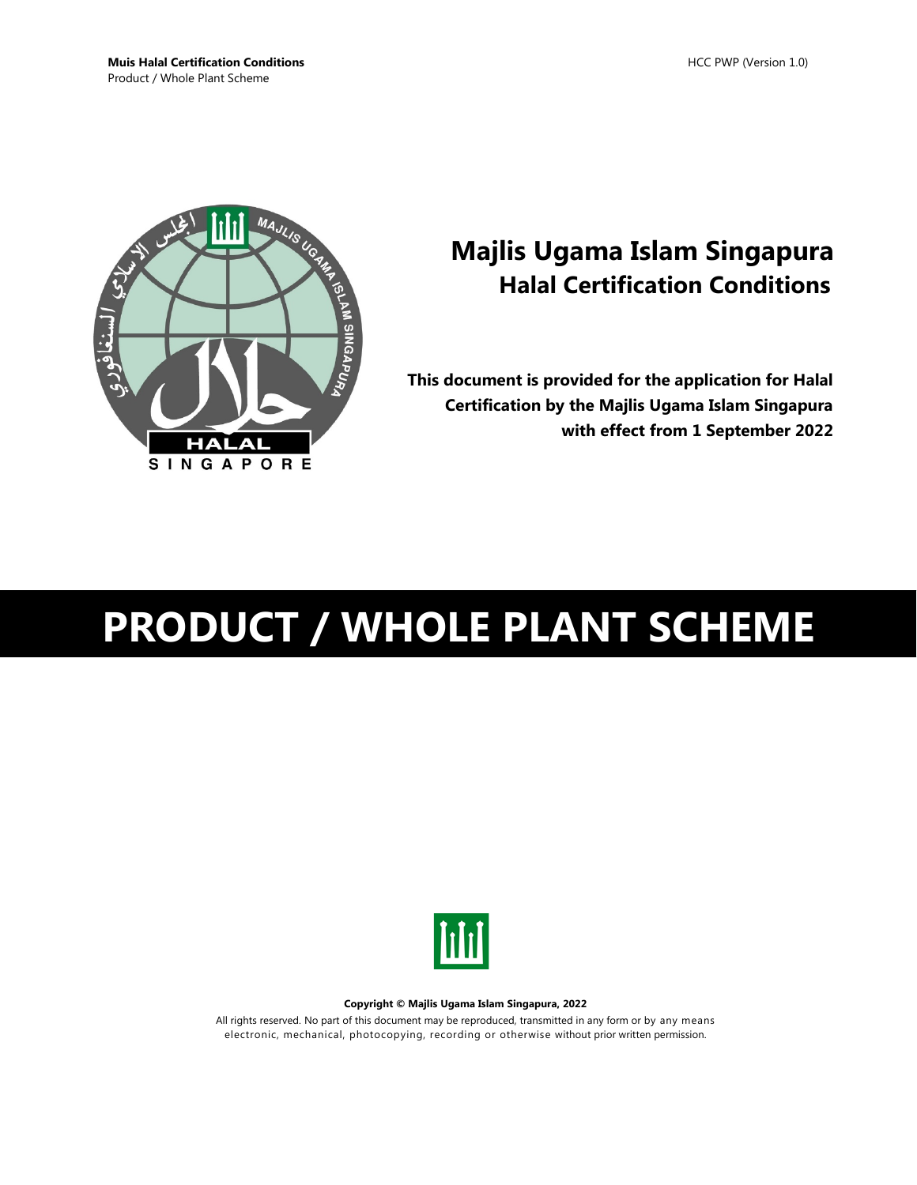# Majlis Ugama Islam Singapura

## Halal Certification Conditions

**This document is provided for the application for Halal Certification by the Majlis Ugama Islam Singapura with effect from 1 September 2022**

# PRODUCT / WHOLE PLANT SCHEME

**Copyright © Majlis Ugama Islam Singapura, 2022**

All rights reserved. No part of this document may be reproduced, transmitted in any form or by any means electronic, mechanical, photocopying, recording or otherwise without prior written permission.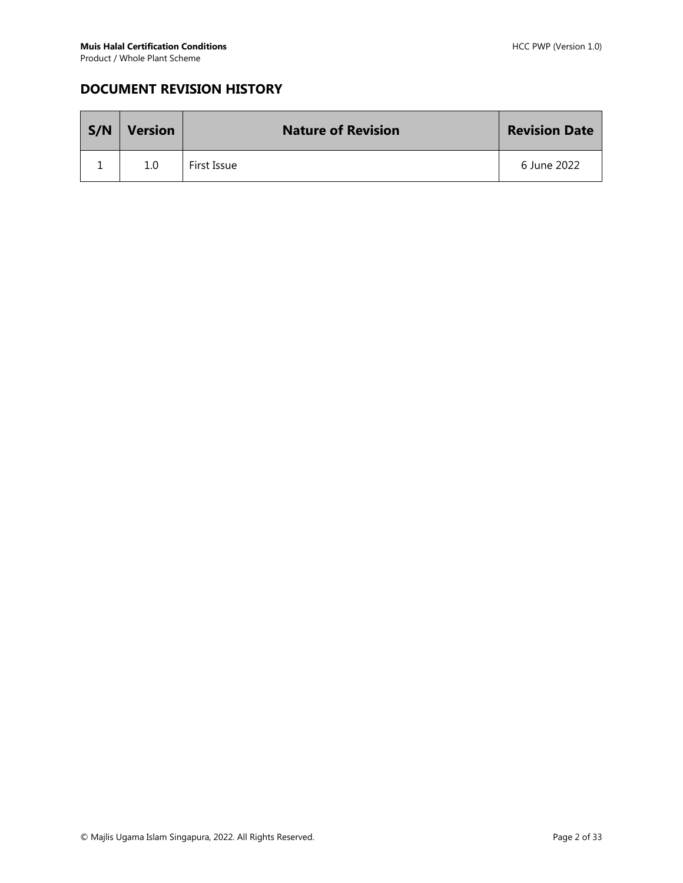## DOCUMENT REVISION HISTORY

| S/N | Version | Nature of Revision | Revision Date |
|---|---|---|---|
| 1 | 1.0 | First Issue | 6 June 2022 |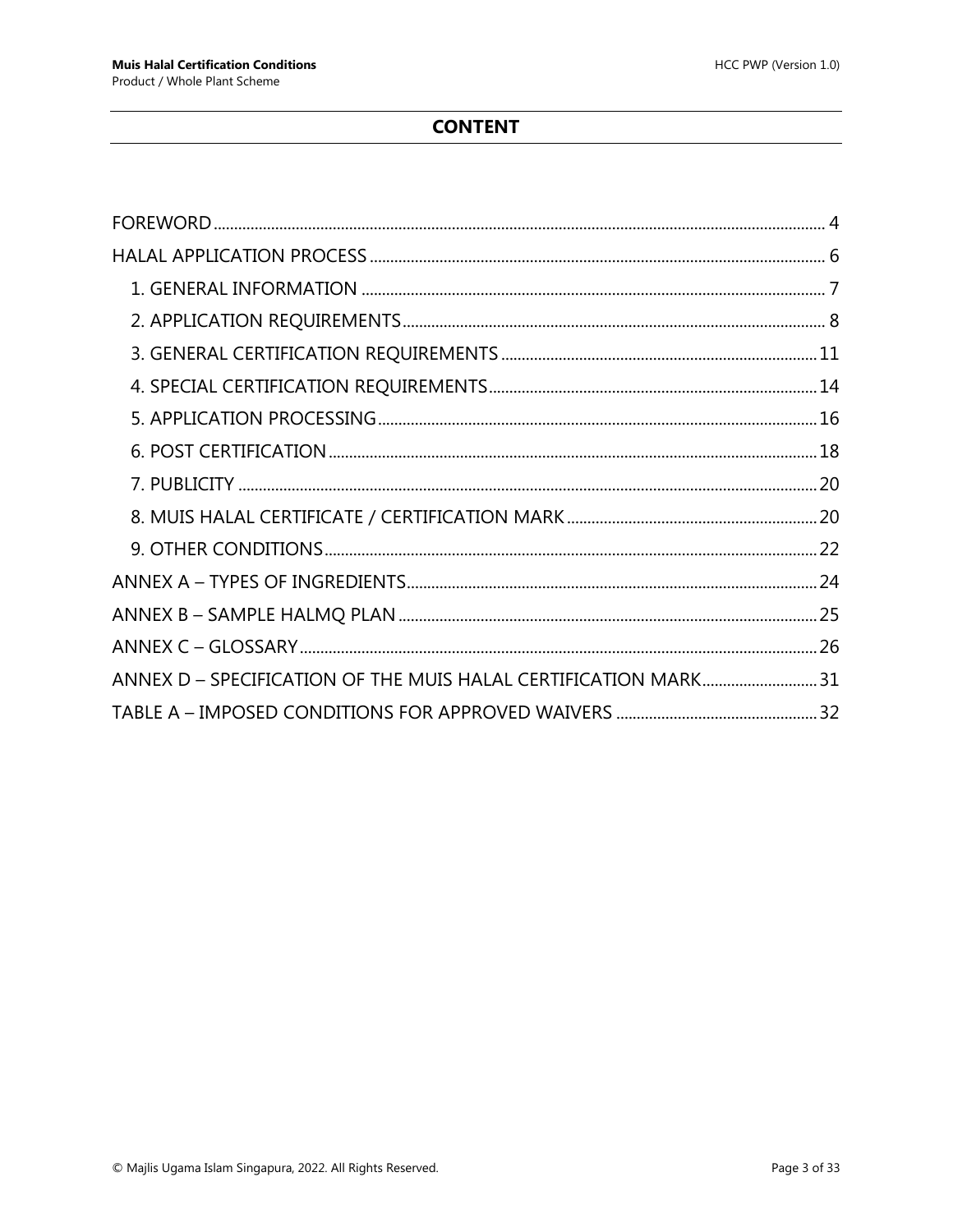# CONTENT

FOREWORD ........ 4

HALAL APPLICATION PROCESS ........ 6

- 1. GENERAL INFORMATION ........ 7
- 2. APPLICATION REQUIREMENTS ........ 8
- 3. GENERAL CERTIFICATION REQUIREMENTS ........ 11
- 4. SPECIAL CERTIFICATION REQUIREMENTS ........ 14
- 5. APPLICATION PROCESSING ........ 16
- 6. POST CERTIFICATION ........ 18
- 7. PUBLICITY ........ 20
- 8. MUIS HALAL CERTIFICATE / CERTIFICATION MARK ........ 20
- 9. OTHER CONDITIONS ........ 22

ANNEX A – TYPES OF INGREDIENTS ........ 24

ANNEX B – SAMPLE HALMQ PLAN ........ 25

ANNEX C – GLOSSARY ........ 26

ANNEX D – SPECIFICATION OF THE MUIS HALAL CERTIFICATION MARK ........ 31

TABLE A – IMPOSED CONDITIONS FOR APPROVED WAIVERS ........ 32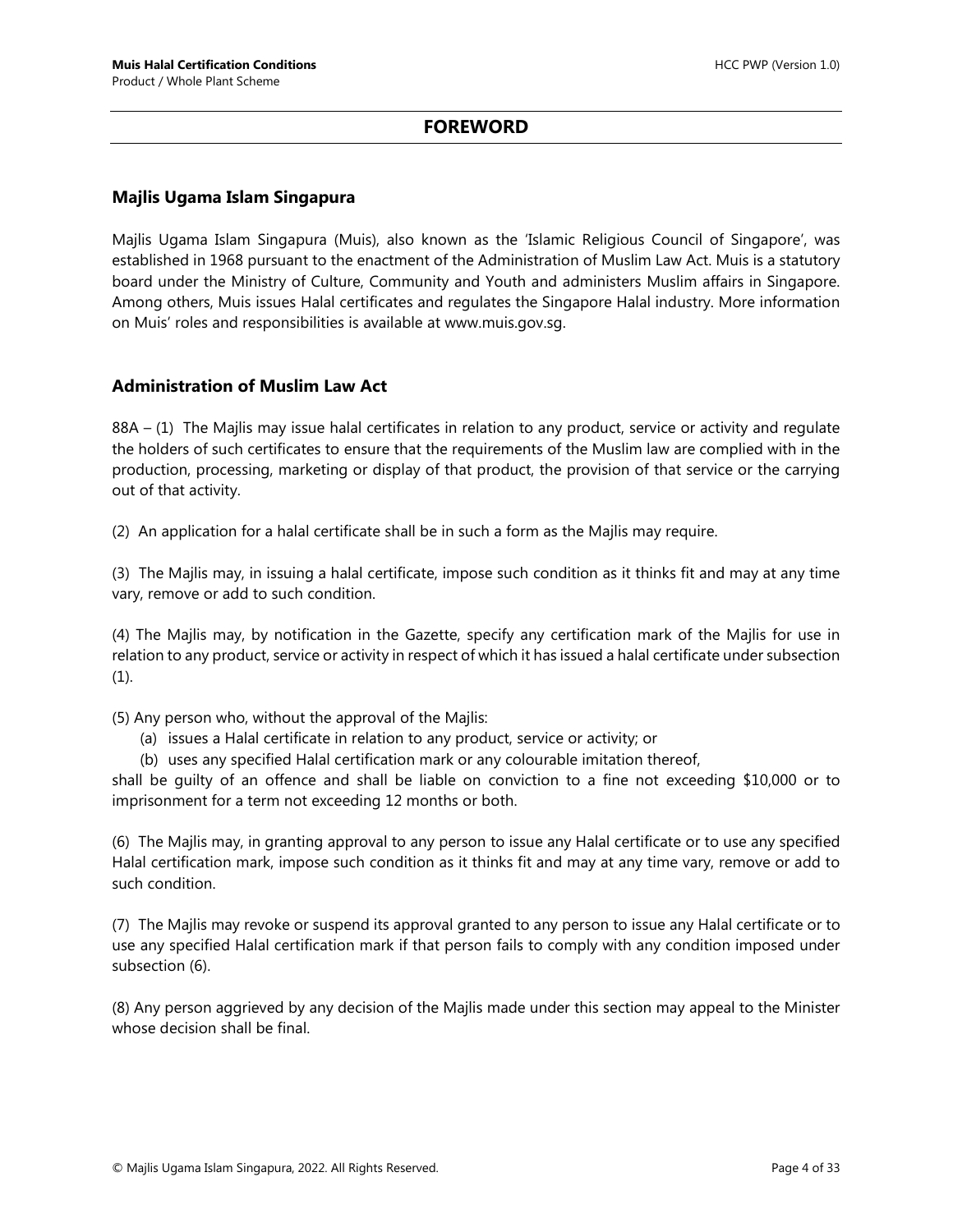# FOREWORD

## Majlis Ugama Islam Singapura

Majlis Ugama Islam Singapura (Muis), also known as the 'Islamic Religious Council of Singapore', was established in 1968 pursuant to the enactment of the Administration of Muslim Law Act. Muis is a statutory board under the Ministry of Culture, Community and Youth and administers Muslim affairs in Singapore. Among others, Muis issues Halal certificates and regulates the Singapore Halal industry. More information on Muis' roles and responsibilities is available at www.muis.gov.sg.

## Administration of Muslim Law Act

88A – (1) The Majlis may issue halal certificates in relation to any product, service or activity and regulate the holders of such certificates to ensure that the requirements of the Muslim law are complied with in the production, processing, marketing or display of that product, the provision of that service or the carrying out of that activity.

(2) An application for a halal certificate shall be in such a form as the Majlis may require.

(3) The Majlis may, in issuing a halal certificate, impose such condition as it thinks fit and may at any time vary, remove or add to such condition.

(4) The Majlis may, by notification in the Gazette, specify any certification mark of the Majlis for use in relation to any product, service or activity in respect of which it has issued a halal certificate under subsection (1).

(5) Any person who, without the approval of the Majlis:

(a) issues a Halal certificate in relation to any product, service or activity; or

(b) uses any specified Halal certification mark or any colourable imitation thereof,

shall be guilty of an offence and shall be liable on conviction to a fine not exceeding $10,000 or to imprisonment for a term not exceeding 12 months or both.

(6) The Majlis may, in granting approval to any person to issue any Halal certificate or to use any specified Halal certification mark, impose such condition as it thinks fit and may at any time vary, remove or add to such condition.

(7) The Majlis may revoke or suspend its approval granted to any person to issue any Halal certificate or to use any specified Halal certification mark if that person fails to comply with any condition imposed under subsection (6).

(8) Any person aggrieved by any decision of the Majlis made under this section may appeal to the Minister whose decision shall be final.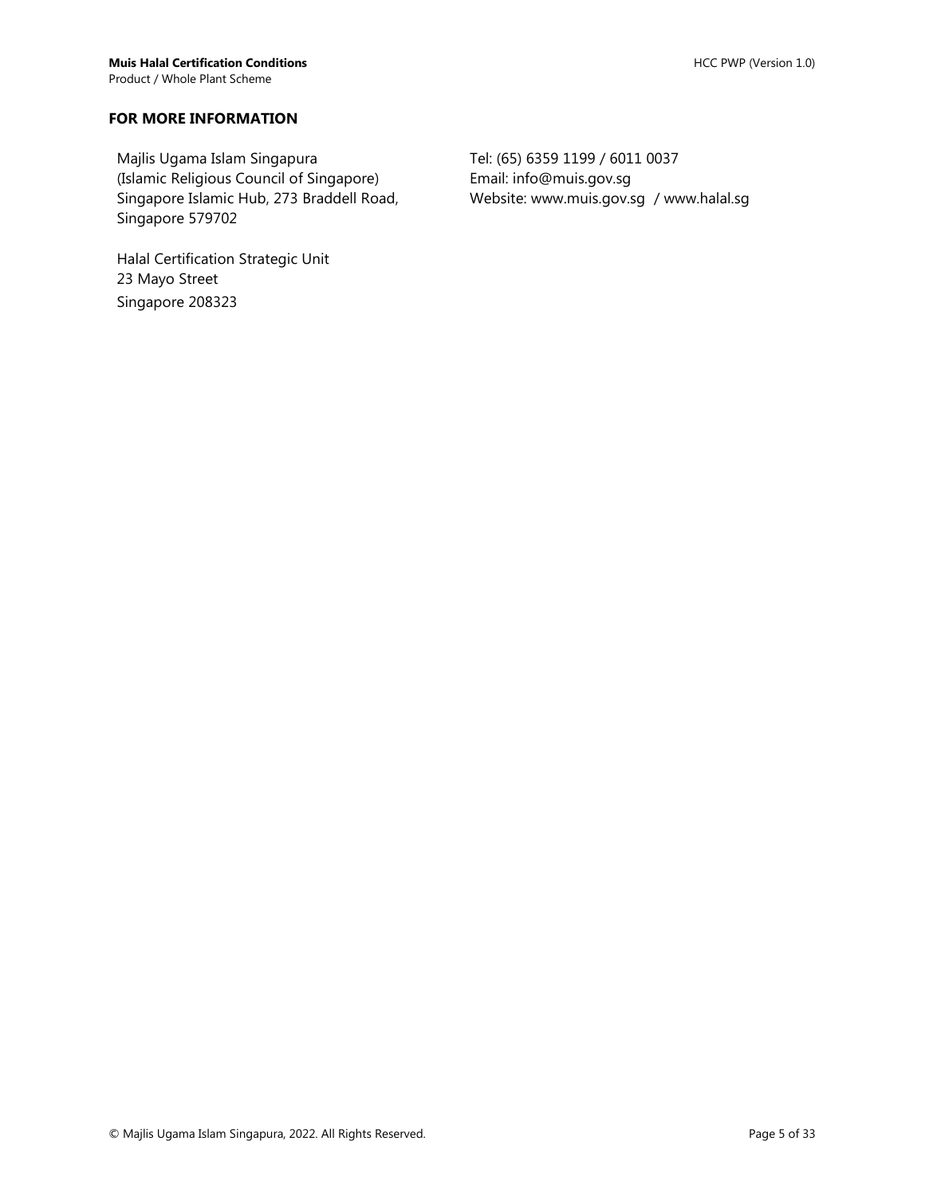## FOR MORE INFORMATION

Majlis Ugama Islam Singapura
(Islamic Religious Council of Singapore)
Singapore Islamic Hub, 273 Braddell Road,
Singapore 579702

Tel: (65) 6359 1199 / 6011 0037
Email: info@muis.gov.sg
Website: www.muis.gov.sg / www.halal.sg

Halal Certification Strategic Unit
23 Mayo Street
Singapore 208323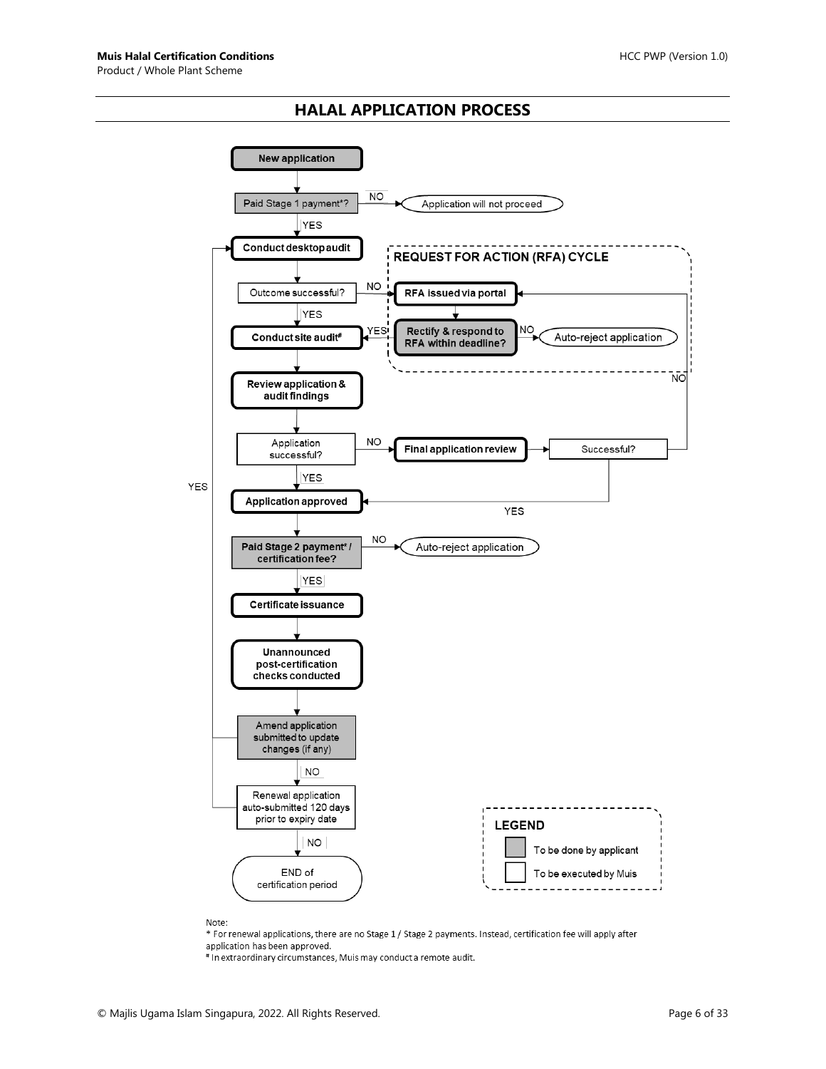## HALAL APPLICATION PROCESS

New application

Paid Stage 1 payment*? — NO → Application will not proceed

YES

Conduct desktop audit

Outcome successful? — NO → RFA issued via portal

YES

Conduct site audit#

**REQUEST FOR ACTION (RFA) CYCLE**

RFA issued via portal

Rectify & respond to RFA within deadline? — YES → Conduct site audit# ; NO → Auto-reject application

Review application & audit findings

Application successful? — NO → Final application review → Successful? — NO → RFA issued via portal ; YES → Application approved

YES

Application approved

Paid Stage 2 payment* / certification fee? — NO → Auto-reject application

YES

Certificate issuance

Unannounced post-certification checks conducted

Amend application submitted to update changes (if any) — YES → Conduct desktop audit

NO

Renewal application auto-submitted 120 days prior to expiry date — YES → Conduct desktop audit

NO

END of certification period

**LEGEND**

- To be done by applicant (shaded)
- To be executed by Muis (unshaded)

Note:

* For renewal applications, there are no Stage 1 / Stage 2 payments. Instead, certification fee will apply after application has been approved.

# In extraordinary circumstances, Muis may conduct a remote audit.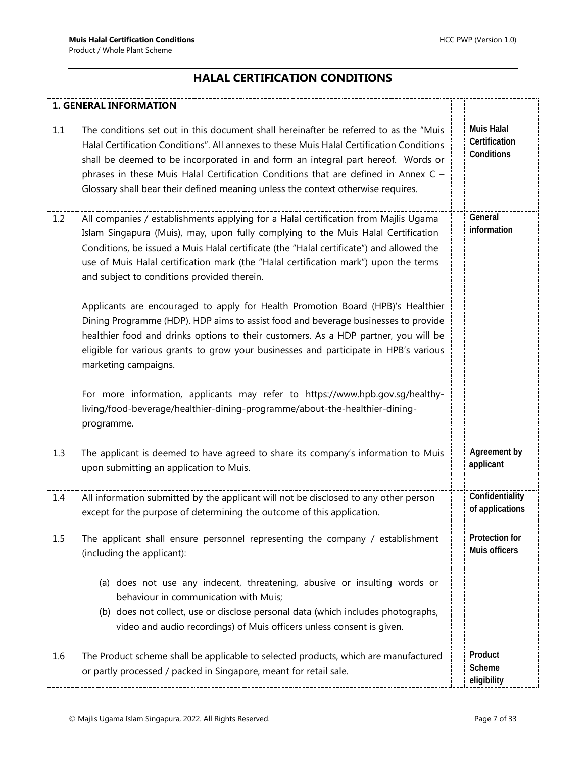# HALAL CERTIFICATION CONDITIONS

| 1. GENERAL INFORMATION | | | |
|---|---|---|---|
| 1.1 | The conditions set out in this document shall hereinafter be referred to as the "Muis Halal Certification Conditions". All annexes to these Muis Halal Certification Conditions shall be deemed to be incorporated in and form an integral part hereof. Words or phrases in these Muis Halal Certification Conditions that are defined in Annex C – Glossary shall bear their defined meaning unless the context otherwise requires. | | **Muis Halal Certification Conditions** |
| 1.2 | All companies / establishments applying for a Halal certification from Majlis Ugama Islam Singapura (Muis), may, upon fully complying to the Muis Halal Certification Conditions, be issued a Muis Halal certificate (the "Halal certificate") and allowed the use of Muis Halal certification mark (the "Halal certification mark") upon the terms and subject to conditions provided therein.<br><br>Applicants are encouraged to apply for Health Promotion Board (HPB)'s Healthier Dining Programme (HDP). HDP aims to assist food and beverage businesses to provide healthier food and drinks options to their customers. As a HDP partner, you will be eligible for various grants to grow your businesses and participate in HPB's various marketing campaigns.<br><br>For more information, applicants may refer to https://www.hpb.gov.sg/healthy-living/food-beverage/healthier-dining-programme/about-the-healthier-dining-programme. | | **General information** |
| 1.3 | The applicant is deemed to have agreed to share its company's information to Muis upon submitting an application to Muis. | | **Agreement by applicant** |
| 1.4 | All information submitted by the applicant will not be disclosed to any other person except for the purpose of determining the outcome of this application. | | **Confidentiality of applications** |
| 1.5 | The applicant shall ensure personnel representing the company / establishment (including the applicant):<br><br>(a) does not use any indecent, threatening, abusive or insulting words or behaviour in communication with Muis;<br>(b) does not collect, use or disclose personal data (which includes photographs, video and audio recordings) of Muis officers unless consent is given. | | **Protection for Muis officers** |
| 1.6 | The Product scheme shall be applicable to selected products, which are manufactured or partly processed / packed in Singapore, meant for retail sale. | | **Product Scheme eligibility** |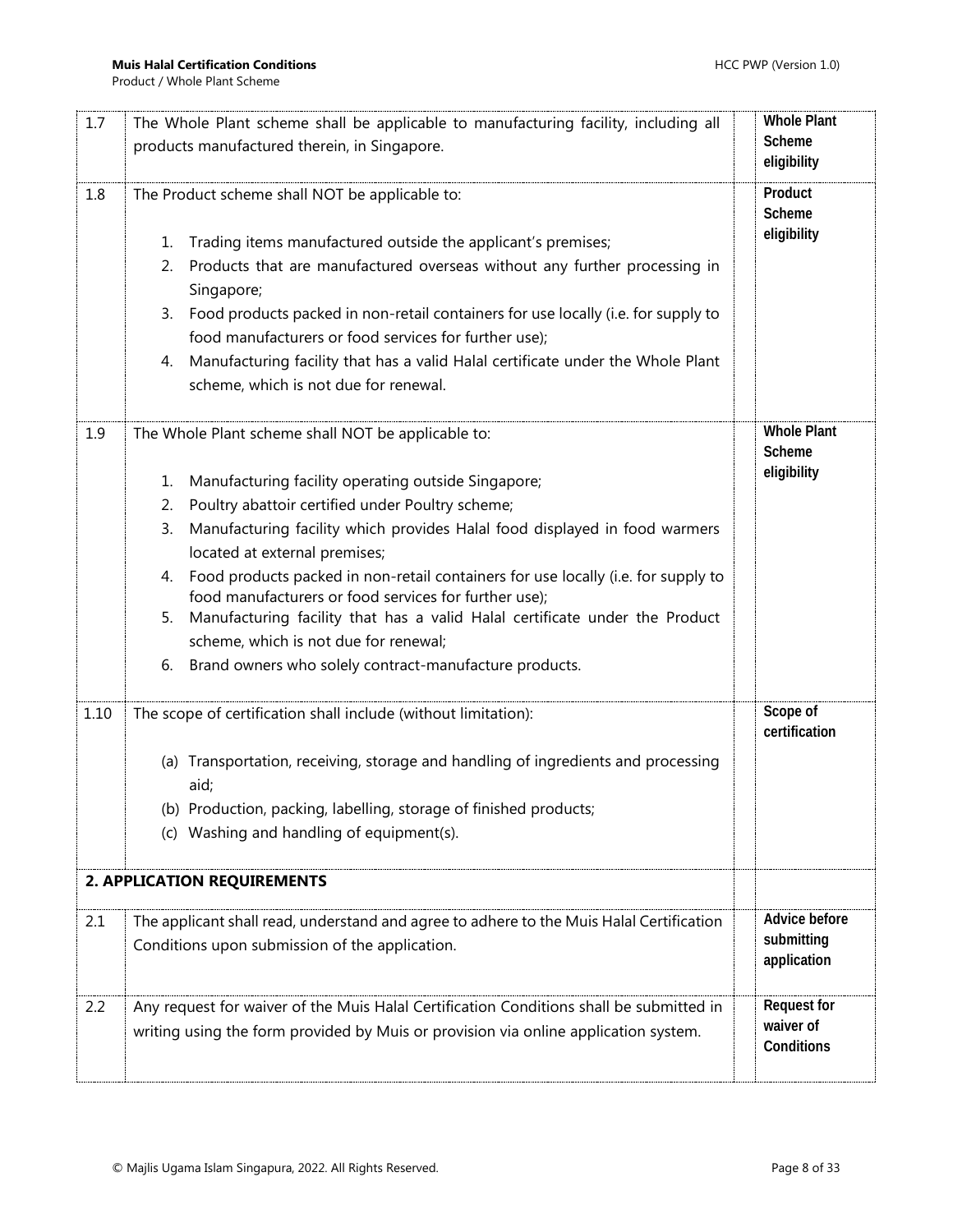| | | |
|---|---|---|
| 1.7 | The Whole Plant scheme shall be applicable to manufacturing facility, including all products manufactured therein, in Singapore. | **Whole Plant Scheme eligibility** |
| 1.8 | The Product scheme shall NOT be applicable to:<br><br>1. Trading items manufactured outside the applicant's premises;<br>2. Products that are manufactured overseas without any further processing in Singapore;<br>3. Food products packed in non-retail containers for use locally (i.e. for supply to food manufacturers or food services for further use);<br>4. Manufacturing facility that has a valid Halal certificate under the Whole Plant scheme, which is not due for renewal. | **Product Scheme eligibility** |
| 1.9 | The Whole Plant scheme shall NOT be applicable to:<br><br>1. Manufacturing facility operating outside Singapore;<br>2. Poultry abattoir certified under Poultry scheme;<br>3. Manufacturing facility which provides Halal food displayed in food warmers located at external premises;<br>4. Food products packed in non-retail containers for use locally (i.e. for supply to food manufacturers or food services for further use);<br>5. Manufacturing facility that has a valid Halal certificate under the Product scheme, which is not due for renewal;<br>6. Brand owners who solely contract-manufacture products. | **Whole Plant Scheme eligibility** |
| 1.10 | The scope of certification shall include (without limitation):<br><br>(a) Transportation, receiving, storage and handling of ingredients and processing aid;<br>(b) Production, packing, labelling, storage of finished products;<br>(c) Washing and handling of equipment(s). | **Scope of certification** |
| **2. APPLICATION REQUIREMENTS** | | |
| 2.1 | The applicant shall read, understand and agree to adhere to the Muis Halal Certification Conditions upon submission of the application. | **Advice before submitting application** |
| 2.2 | Any request for waiver of the Muis Halal Certification Conditions shall be submitted in writing using the form provided by Muis or provision via online application system. | **Request for waiver of Conditions** |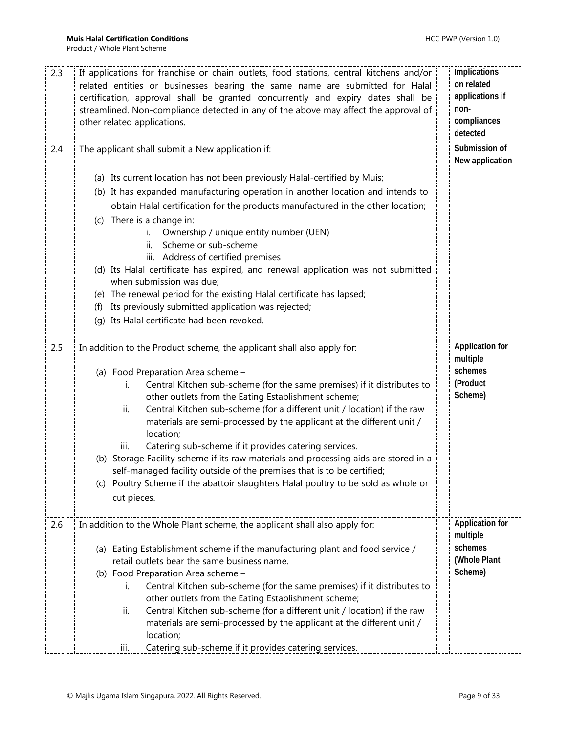| | | |
|---|---|---|
| 2.3 | If applications for franchise or chain outlets, food stations, central kitchens and/or related entities or businesses bearing the same name are submitted for Halal certification, approval shall be granted concurrently and expiry dates shall be streamlined. Non-compliance detected in any of the above may affect the approval of other related applications. | **Implications on related applications if non-compliances detected** |
| 2.4 | The applicant shall submit a New application if:<br><br>(a) Its current location has not been previously Halal-certified by Muis;<br>(b) It has expanded manufacturing operation in another location and intends to obtain Halal certification for the products manufactured in the other location;<br>(c) There is a change in:<br>i. Ownership / unique entity number (UEN)<br>ii. Scheme or sub-scheme<br>iii. Address of certified premises<br>(d) Its Halal certificate has expired, and renewal application was not submitted when submission was due;<br>(e) The renewal period for the existing Halal certificate has lapsed;<br>(f) Its previously submitted application was rejected;<br>(g) Its Halal certificate had been revoked. | **Submission of New application** |
| 2.5 | In addition to the Product scheme, the applicant shall also apply for:<br><br>(a) Food Preparation Area scheme –<br>i. Central Kitchen sub-scheme (for the same premises) if it distributes to other outlets from the Eating Establishment scheme;<br>ii. Central Kitchen sub-scheme (for a different unit / location) if the raw materials are semi-processed by the applicant at the different unit / location;<br>iii. Catering sub-scheme if it provides catering services.<br>(b) Storage Facility scheme if its raw materials and processing aids are stored in a self-managed facility outside of the premises that is to be certified;<br>(c) Poultry Scheme if the abattoir slaughters Halal poultry to be sold as whole or cut pieces. | **Application for multiple schemes (Product Scheme)** |
| 2.6 | In addition to the Whole Plant scheme, the applicant shall also apply for:<br><br>(a) Eating Establishment scheme if the manufacturing plant and food service / retail outlets bear the same business name.<br>(b) Food Preparation Area scheme –<br>i. Central Kitchen sub-scheme (for the same premises) if it distributes to other outlets from the Eating Establishment scheme;<br>ii. Central Kitchen sub-scheme (for a different unit / location) if the raw materials are semi-processed by the applicant at the different unit / location;<br>iii. Catering sub-scheme if it provides catering services. | **Application for multiple schemes (Whole Plant Scheme)** |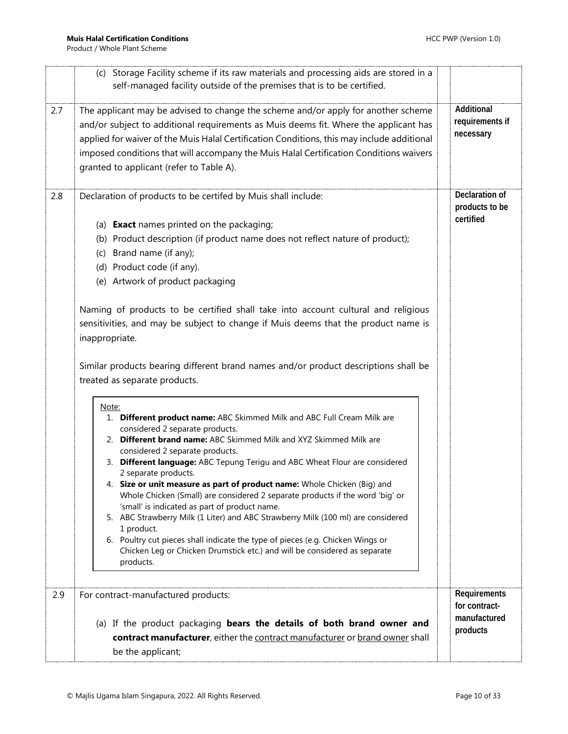| | | | |
|---|---|---|---|
| | (c) Storage Facility scheme if its raw materials and processing aids are stored in a self-managed facility outside of the premises that is to be certified. | | |
| 2.7 | The applicant may be advised to change the scheme and/or apply for another scheme and/or subject to additional requirements as Muis deems fit. Where the applicant has applied for waiver of the Muis Halal Certification Conditions, this may include additional imposed conditions that will accompany the Muis Halal Certification Conditions waivers granted to applicant (refer to Table A). | | **Additional requirements if necessary** |
| 2.8 | Declaration of products to be certifed by Muis shall include:<br><br>(a) **Exact** names printed on the packaging;<br>(b) Product description (if product name does not reflect nature of product);<br>(c) Brand name (if any);<br>(d) Product code (if any).<br>(e) Artwork of product packaging<br><br>Naming of products to be certified shall take into account cultural and religious sensitivities, and may be subject to change if Muis deems that the product name is inappropriate.<br><br>Similar products bearing different brand names and/or product descriptions shall be treated as separate products.<br><br>Note:<br>1. **Different product name:** ABC Skimmed Milk and ABC Full Cream Milk are considered 2 separate products.<br>2. **Different brand name:** ABC Skimmed Milk and XYZ Skimmed Milk are considered 2 separate products.<br>3. **Different language:** ABC Tepung Terigu and ABC Wheat Flour are considered 2 separate products.<br>4. **Size or unit measure as part of product name:** Whole Chicken (Big) and Whole Chicken (Small) are considered 2 separate products if the word 'big' or 'small' is indicated as part of product name.<br>5. ABC Strawberry Milk (1 Liter) and ABC Strawberry Milk (100 ml) are considered 1 product.<br>6. Poultry cut pieces shall indicate the type of pieces (e.g. Chicken Wings or Chicken Leg or Chicken Drumstick etc.) and will be considered as separate products. | | **Declaration of products to be certified** |
| 2.9 | For contract-manufactured products:<br><br>(a) If the product packaging **bears the details of both brand owner and contract manufacturer**, either the contract manufacturer or brand owner shall be the applicant; | | **Requirements for contract-manufactured products** |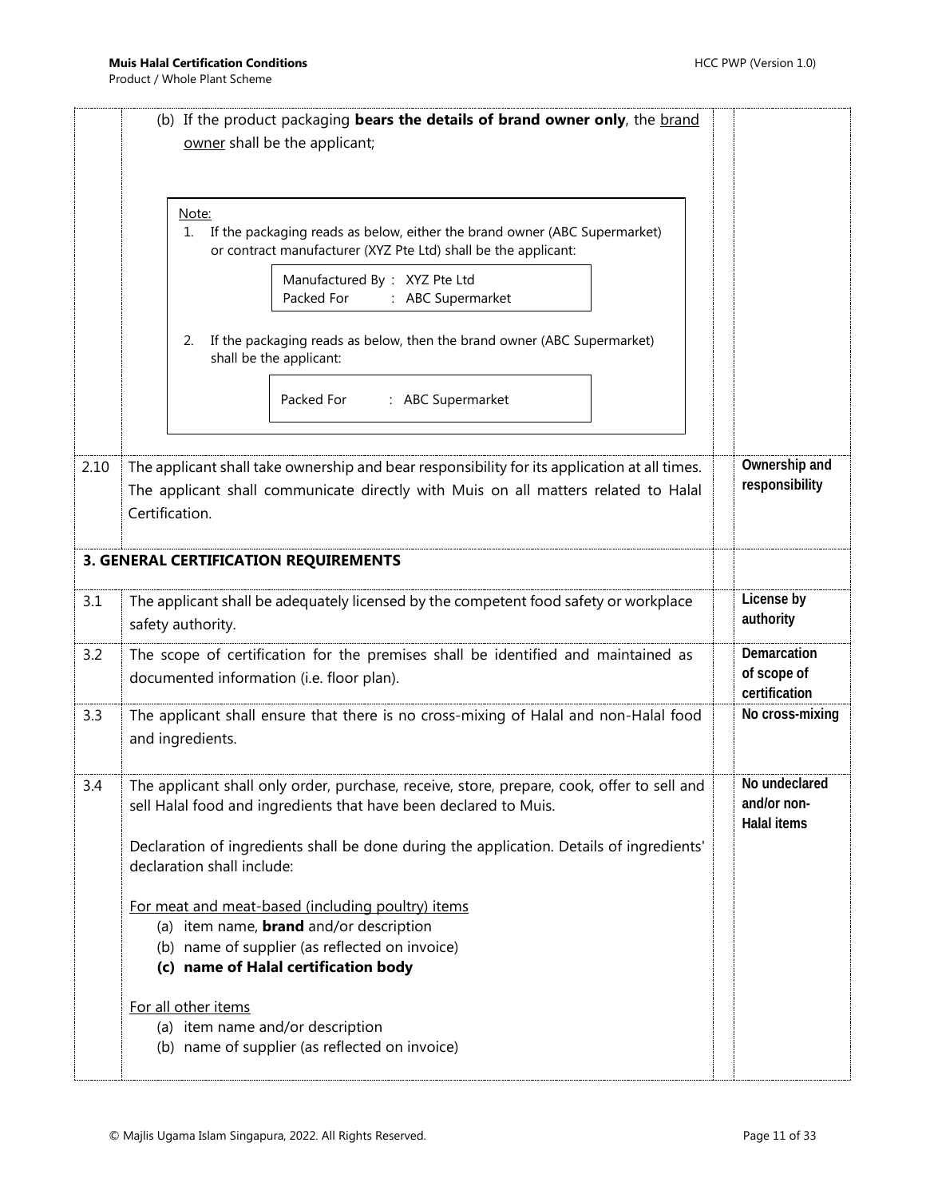| | | | |
|---|---|---|---|
| | (b) If the product packaging **bears the details of brand owner only**, the <u>brand owner</u> shall be the applicant;<br><br><u>Note:</u><br>1. If the packaging reads as below, either the brand owner (ABC Supermarket) or contract manufacturer (XYZ Pte Ltd) shall be the applicant:<br>Manufactured By : XYZ Pte Ltd<br>Packed For : ABC Supermarket<br><br>2. If the packaging reads as below, then the brand owner (ABC Supermarket) shall be the applicant:<br>Packed For : ABC Supermarket | | |
| 2.10 | The applicant shall take ownership and bear responsibility for its application at all times. The applicant shall communicate directly with Muis on all matters related to Halal Certification. | | **Ownership and responsibility** |
| **3. GENERAL CERTIFICATION REQUIREMENTS** | | | |
| 3.1 | The applicant shall be adequately licensed by the competent food safety or workplace safety authority. | | **License by authority** |
| 3.2 | The scope of certification for the premises shall be identified and maintained as documented information (i.e. floor plan). | | **Demarcation of scope of certification** |
| 3.3 | The applicant shall ensure that there is no cross-mixing of Halal and non-Halal food and ingredients. | | **No cross-mixing** |
| 3.4 | The applicant shall only order, purchase, receive, store, prepare, cook, offer to sell and sell Halal food and ingredients that have been declared to Muis.<br><br>Declaration of ingredients shall be done during the application. Details of ingredients' declaration shall include:<br><br><u>For meat and meat-based (including poultry) items</u><br>(a) item name, **brand** and/or description<br>(b) name of supplier (as reflected on invoice)<br>**(c) name of Halal certification body**<br><br><u>For all other items</u><br>(a) item name and/or description<br>(b) name of supplier (as reflected on invoice) | | **No undeclared and/or non-Halal items** |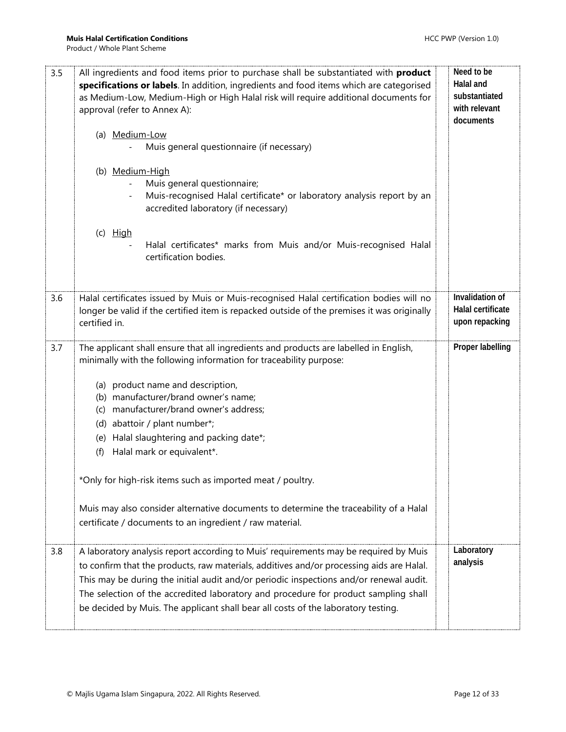| | | | |
|---|---|---|---|
| 3.5 | All ingredients and food items prior to purchase shall be substantiated with **product specifications or labels**. In addition, ingredients and food items which are categorised as Medium-Low, Medium-High or High Halal risk will require additional documents for approval (refer to Annex A):<br><br>(a) Medium-Low<br>- Muis general questionnaire (if necessary)<br><br>(b) Medium-High<br>- Muis general questionnaire;<br>- Muis-recognised Halal certificate* or laboratory analysis report by an accredited laboratory (if necessary)<br><br>(c) High<br>- Halal certificates* marks from Muis and/or Muis-recognised Halal certification bodies. | | **Need to be Halal and substantiated with relevant documents** |
| 3.6 | Halal certificates issued by Muis or Muis-recognised Halal certification bodies will no longer be valid if the certified item is repacked outside of the premises it was originally certified in. | | **Invalidation of Halal certificate upon repacking** |
| 3.7 | The applicant shall ensure that all ingredients and products are labelled in English, minimally with the following information for traceability purpose:<br><br>(a) product name and description,<br>(b) manufacturer/brand owner's name;<br>(c) manufacturer/brand owner's address;<br>(d) abattoir / plant number*;<br>(e) Halal slaughtering and packing date*;<br>(f) Halal mark or equivalent*.<br><br>*Only for high-risk items such as imported meat / poultry.<br><br>Muis may also consider alternative documents to determine the traceability of a Halal certificate / documents to an ingredient / raw material. | | **Proper labelling** |
| 3.8 | A laboratory analysis report according to Muis' requirements may be required by Muis to confirm that the products, raw materials, additives and/or processing aids are Halal. This may be during the initial audit and/or periodic inspections and/or renewal audit. The selection of the accredited laboratory and procedure for product sampling shall be decided by Muis. The applicant shall bear all costs of the laboratory testing. | | **Laboratory analysis** |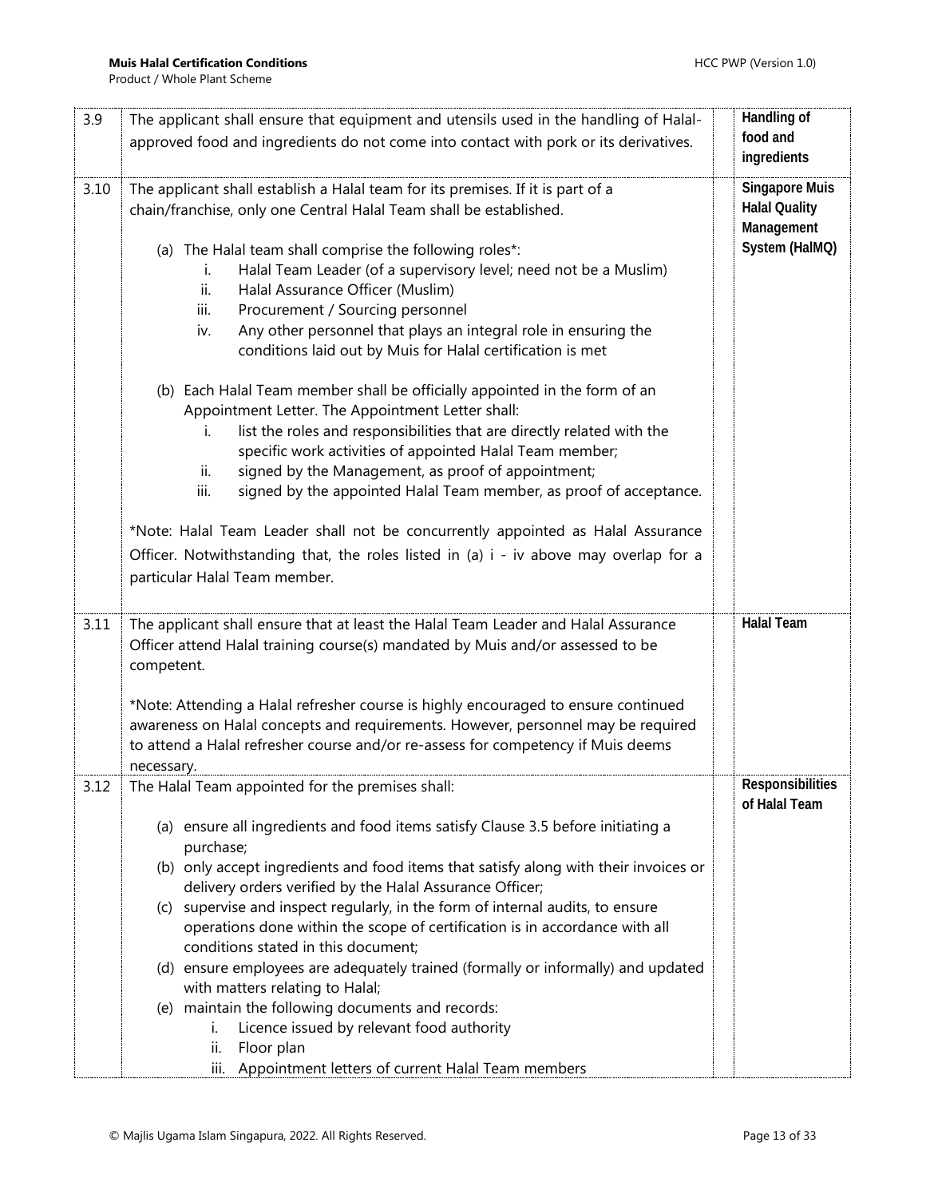| | | | |
|---|---|---|---|
| 3.9 | The applicant shall ensure that equipment and utensils used in the handling of Halal-approved food and ingredients do not come into contact with pork or its derivatives. | | **Handling of food and ingredients** |
| 3.10 | The applicant shall establish a Halal team for its premises. If it is part of a chain/franchise, only one Central Halal Team shall be established.<br><br>(a) The Halal team shall comprise the following roles*:<br>i. Halal Team Leader (of a supervisory level; need not be a Muslim)<br>ii. Halal Assurance Officer (Muslim)<br>iii. Procurement / Sourcing personnel<br>iv. Any other personnel that plays an integral role in ensuring the conditions laid out by Muis for Halal certification is met<br><br>(b) Each Halal Team member shall be officially appointed in the form of an Appointment Letter. The Appointment Letter shall:<br>i. list the roles and responsibilities that are directly related with the specific work activities of appointed Halal Team member;<br>ii. signed by the Management, as proof of appointment;<br>iii. signed by the appointed Halal Team member, as proof of acceptance.<br><br>*Note: Halal Team Leader shall not be concurrently appointed as Halal Assurance Officer. Notwithstanding that, the roles listed in (a) i - iv above may overlap for a particular Halal Team member. | | **Singapore Muis Halal Quality Management System (HalMQ)** |
| 3.11 | The applicant shall ensure that at least the Halal Team Leader and Halal Assurance Officer attend Halal training course(s) mandated by Muis and/or assessed to be competent.<br><br>*Note: Attending a Halal refresher course is highly encouraged to ensure continued awareness on Halal concepts and requirements. However, personnel may be required to attend a Halal refresher course and/or re-assess for competency if Muis deems necessary. | | **Halal Team** |
| 3.12 | The Halal Team appointed for the premises shall:<br><br>(a) ensure all ingredients and food items satisfy Clause 3.5 before initiating a purchase;<br>(b) only accept ingredients and food items that satisfy along with their invoices or delivery orders verified by the Halal Assurance Officer;<br>(c) supervise and inspect regularly, in the form of internal audits, to ensure operations done within the scope of certification is in accordance with all conditions stated in this document;<br>(d) ensure employees are adequately trained (formally or informally) and updated with matters relating to Halal;<br>(e) maintain the following documents and records:<br>i. Licence issued by relevant food authority<br>ii. Floor plan<br>iii. Appointment letters of current Halal Team members | | **Responsibilities of Halal Team** |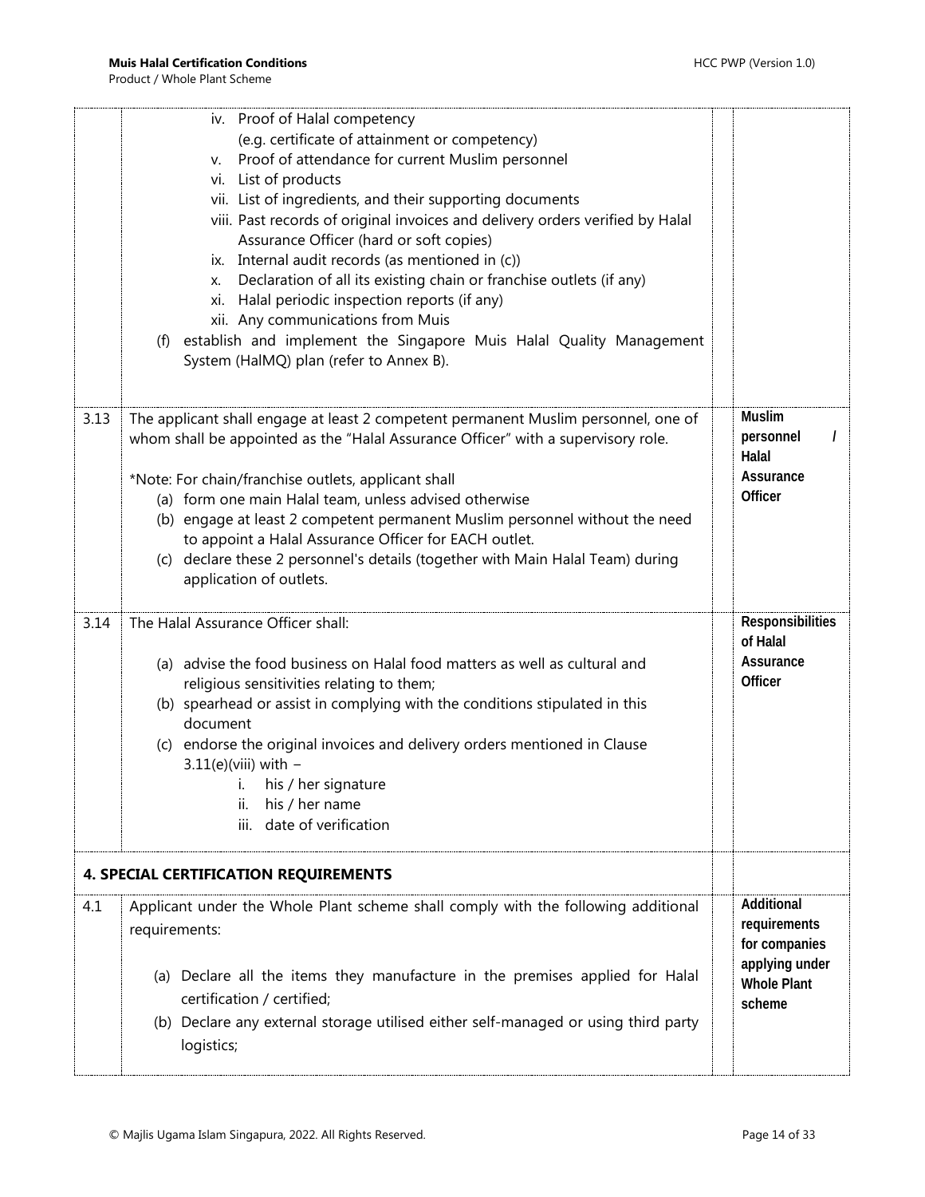| | | | |
|---|---|---|---|
| | iv. Proof of Halal competency (e.g. certificate of attainment or competency)<br>v. Proof of attendance for current Muslim personnel<br>vi. List of products<br>vii. List of ingredients, and their supporting documents<br>viii. Past records of original invoices and delivery orders verified by Halal Assurance Officer (hard or soft copies)<br>ix. Internal audit records (as mentioned in (c))<br>x. Declaration of all its existing chain or franchise outlets (if any)<br>xi. Halal periodic inspection reports (if any)<br>xii. Any communications from Muis<br>(f) establish and implement the Singapore Muis Halal Quality Management System (HalMQ) plan (refer to Annex B). | | |
| 3.13 | The applicant shall engage at least 2 competent permanent Muslim personnel, one of whom shall be appointed as the "Halal Assurance Officer" with a supervisory role.<br><br>*Note: For chain/franchise outlets, applicant shall<br>(a) form one main Halal team, unless advised otherwise<br>(b) engage at least 2 competent permanent Muslim personnel without the need to appoint a Halal Assurance Officer for EACH outlet.<br>(c) declare these 2 personnel's details (together with Main Halal Team) during application of outlets. | | **Muslim personnel / Halal Assurance Officer** |
| 3.14 | The Halal Assurance Officer shall:<br><br>(a) advise the food business on Halal food matters as well as cultural and religious sensitivities relating to them;<br>(b) spearhead or assist in complying with the conditions stipulated in this document<br>(c) endorse the original invoices and delivery orders mentioned in Clause 3.11(e)(viii) with –<br>i. his / her signature<br>ii. his / her name<br>iii. date of verification | | **Responsibilities of Halal Assurance Officer** |
| **4. SPECIAL CERTIFICATION REQUIREMENTS** | | | |
| 4.1 | Applicant under the Whole Plant scheme shall comply with the following additional requirements:<br><br>(a) Declare all the items they manufacture in the premises applied for Halal certification / certified;<br>(b) Declare any external storage utilised either self-managed or using third party logistics; | | **Additional requirements for companies applying under Whole Plant scheme** |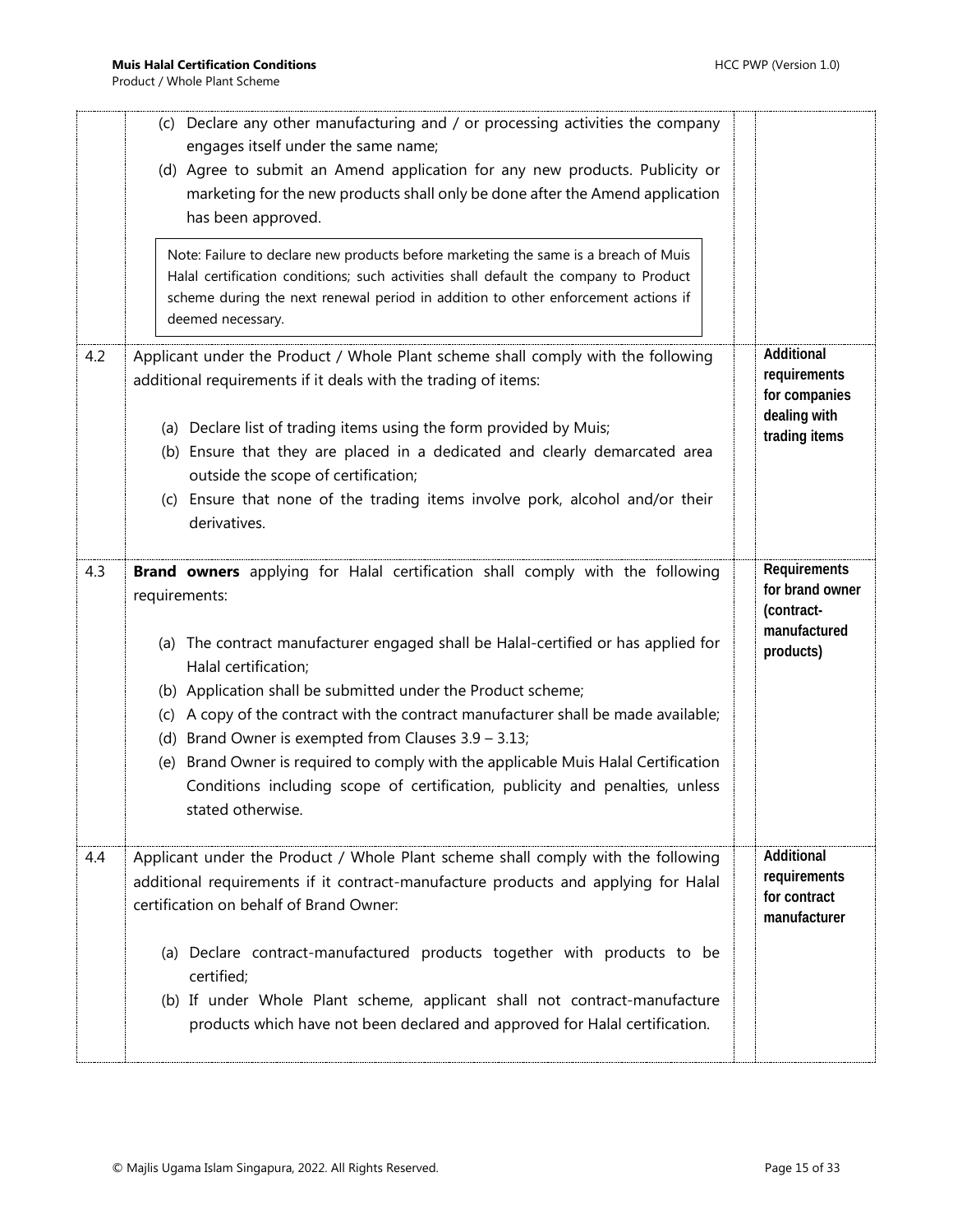| | | | |
|---|---|---|---|
| | (c) Declare any other manufacturing and / or processing activities the company engages itself under the same name;<br>(d) Agree to submit an Amend application for any new products. Publicity or marketing for the new products shall only be done after the Amend application has been approved.<br><br>Note: Failure to declare new products before marketing the same is a breach of Muis Halal certification conditions; such activities shall default the company to Product scheme during the next renewal period in addition to other enforcement actions if deemed necessary. | | |
| 4.2 | Applicant under the Product / Whole Plant scheme shall comply with the following additional requirements if it deals with the trading of items:<br><br>(a) Declare list of trading items using the form provided by Muis;<br>(b) Ensure that they are placed in a dedicated and clearly demarcated area outside the scope of certification;<br>(c) Ensure that none of the trading items involve pork, alcohol and/or their derivatives. | | **Additional requirements for companies dealing with trading items** |
| 4.3 | **Brand owners** applying for Halal certification shall comply with the following requirements:<br><br>(a) The contract manufacturer engaged shall be Halal-certified or has applied for Halal certification;<br>(b) Application shall be submitted under the Product scheme;<br>(c) A copy of the contract with the contract manufacturer shall be made available;<br>(d) Brand Owner is exempted from Clauses 3.9 – 3.13;<br>(e) Brand Owner is required to comply with the applicable Muis Halal Certification Conditions including scope of certification, publicity and penalties, unless stated otherwise. | | **Requirements for brand owner (contract-manufactured products)** |
| 4.4 | Applicant under the Product / Whole Plant scheme shall comply with the following additional requirements if it contract-manufacture products and applying for Halal certification on behalf of Brand Owner:<br><br>(a) Declare contract-manufactured products together with products to be certified;<br>(b) If under Whole Plant scheme, applicant shall not contract-manufacture products which have not been declared and approved for Halal certification. | | **Additional requirements for contract manufacturer** |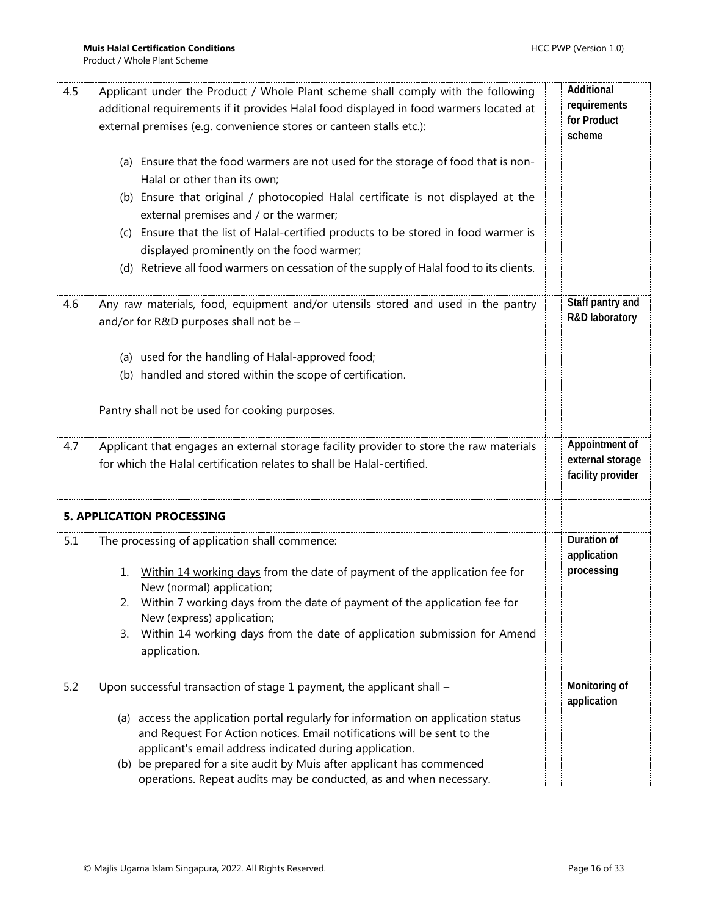| | | | |
|---|---|---|---|
| 4.5 | Applicant under the Product / Whole Plant scheme shall comply with the following additional requirements if it provides Halal food displayed in food warmers located at external premises (e.g. convenience stores or canteen stalls etc.):<br><br>(a) Ensure that the food warmers are not used for the storage of food that is non-Halal or other than its own;<br>(b) Ensure that original / photocopied Halal certificate is not displayed at the external premises and / or the warmer;<br>(c) Ensure that the list of Halal-certified products to be stored in food warmer is displayed prominently on the food warmer;<br>(d) Retrieve all food warmers on cessation of the supply of Halal food to its clients. | | **Additional requirements for Product scheme** |
| 4.6 | Any raw materials, food, equipment and/or utensils stored and used in the pantry and/or for R&D purposes shall not be –<br><br>(a) used for the handling of Halal-approved food;<br>(b) handled and stored within the scope of certification.<br><br>Pantry shall not be used for cooking purposes. | | **Staff pantry and R&D laboratory** |
| 4.7 | Applicant that engages an external storage facility provider to store the raw materials for which the Halal certification relates to shall be Halal-certified. | | **Appointment of external storage facility provider** |
| **5. APPLICATION PROCESSING** | | | |
| 5.1 | The processing of application shall commence:<br><br>1. Within 14 working days from the date of payment of the application fee for New (normal) application;<br>2. Within 7 working days from the date of payment of the application fee for New (express) application;<br>3. Within 14 working days from the date of application submission for Amend application. | | **Duration of application processing** |
| 5.2 | Upon successful transaction of stage 1 payment, the applicant shall –<br><br>(a) access the application portal regularly for information on application status and Request For Action notices. Email notifications will be sent to the applicant's email address indicated during application.<br>(b) be prepared for a site audit by Muis after applicant has commenced operations. Repeat audits may be conducted, as and when necessary. | | **Monitoring of application** |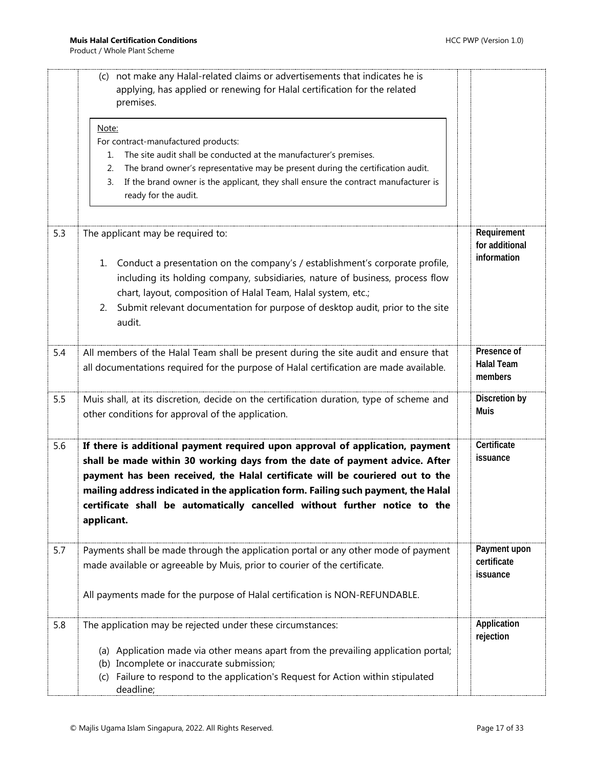| | | | |
|---|---|---|---|
| | (c) not make any Halal-related claims or advertisements that indicates he is applying, has applied or renewing for Halal certification for the related premises.<br><br>Note:<br>For contract-manufactured products:<br>1. The site audit shall be conducted at the manufacturer's premises.<br>2. The brand owner's representative may be present during the certification audit.<br>3. If the brand owner is the applicant, they shall ensure the contract manufacturer is ready for the audit. | | |
| 5.3 | The applicant may be required to:<br><br>1. Conduct a presentation on the company's / establishment's corporate profile, including its holding company, subsidiaries, nature of business, process flow chart, layout, composition of Halal Team, Halal system, etc.;<br>2. Submit relevant documentation for purpose of desktop audit, prior to the site audit. | | **Requirement for additional information** |
| 5.4 | All members of the Halal Team shall be present during the site audit and ensure that all documentations required for the purpose of Halal certification are made available. | | **Presence of Halal Team members** |
| 5.5 | Muis shall, at its discretion, decide on the certification duration, type of scheme and other conditions for approval of the application. | | **Discretion by Muis** |
| 5.6 | **If there is additional payment required upon approval of application, payment shall be made within 30 working days from the date of payment advice. After payment has been received, the Halal certificate will be couriered out to the mailing address indicated in the application form. Failing such payment, the Halal certificate shall be automatically cancelled without further notice to the applicant.** | | **Certificate issuance** |
| 5.7 | Payments shall be made through the application portal or any other mode of payment made available or agreeable by Muis, prior to courier of the certificate.<br><br>All payments made for the purpose of Halal certification is NON-REFUNDABLE. | | **Payment upon certificate issuance** |
| 5.8 | The application may be rejected under these circumstances:<br><br>(a) Application made via other means apart from the prevailing application portal;<br>(b) Incomplete or inaccurate submission;<br>(c) Failure to respond to the application's Request for Action within stipulated deadline; | | **Application rejection** |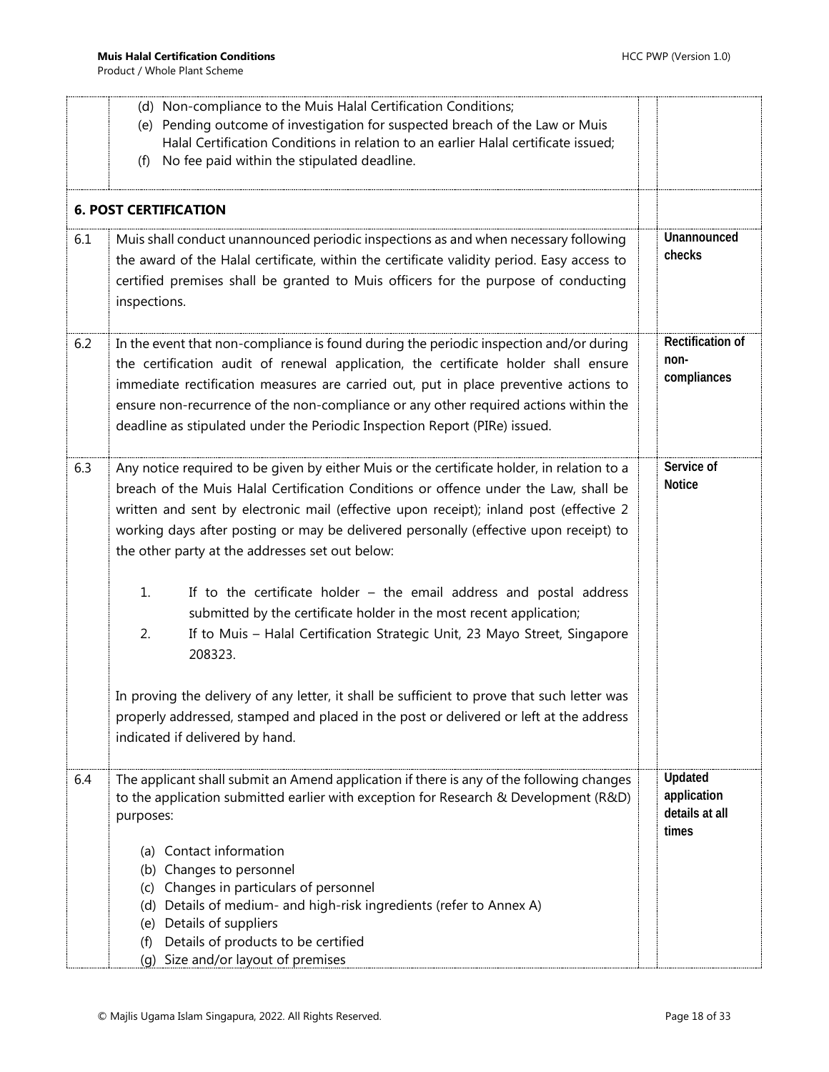| | | | |
|---|---|---|---|
| | (d) Non-compliance to the Muis Halal Certification Conditions;<br>(e) Pending outcome of investigation for suspected breach of the Law or Muis Halal Certification Conditions in relation to an earlier Halal certificate issued;<br>(f) No fee paid within the stipulated deadline. | | |
| **6. POST CERTIFICATION** | | | |
| 6.1 | Muis shall conduct unannounced periodic inspections as and when necessary following the award of the Halal certificate, within the certificate validity period. Easy access to certified premises shall be granted to Muis officers for the purpose of conducting inspections. | | **Unannounced checks** |
| 6.2 | In the event that non-compliance is found during the periodic inspection and/or during the certification audit of renewal application, the certificate holder shall ensure immediate rectification measures are carried out, put in place preventive actions to ensure non-recurrence of the non-compliance or any other required actions within the deadline as stipulated under the Periodic Inspection Report (PIRe) issued. | | **Rectification of non-compliances** |
| 6.3 | Any notice required to be given by either Muis or the certificate holder, in relation to a breach of the Muis Halal Certification Conditions or offence under the Law, shall be written and sent by electronic mail (effective upon receipt); inland post (effective 2 working days after posting or may be delivered personally (effective upon receipt) to the other party at the addresses set out below:<br><br>1. If to the certificate holder – the email address and postal address submitted by the certificate holder in the most recent application;<br>2. If to Muis – Halal Certification Strategic Unit, 23 Mayo Street, Singapore 208323.<br><br>In proving the delivery of any letter, it shall be sufficient to prove that such letter was properly addressed, stamped and placed in the post or delivered or left at the address indicated if delivered by hand. | | **Service of Notice** |
| 6.4 | The applicant shall submit an Amend application if there is any of the following changes to the application submitted earlier with exception for Research & Development (R&D) purposes:<br><br>(a) Contact information<br>(b) Changes to personnel<br>(c) Changes in particulars of personnel<br>(d) Details of medium- and high-risk ingredients (refer to Annex A)<br>(e) Details of suppliers<br>(f) Details of products to be certified<br>(g) Size and/or layout of premises | | **Updated application details at all times** |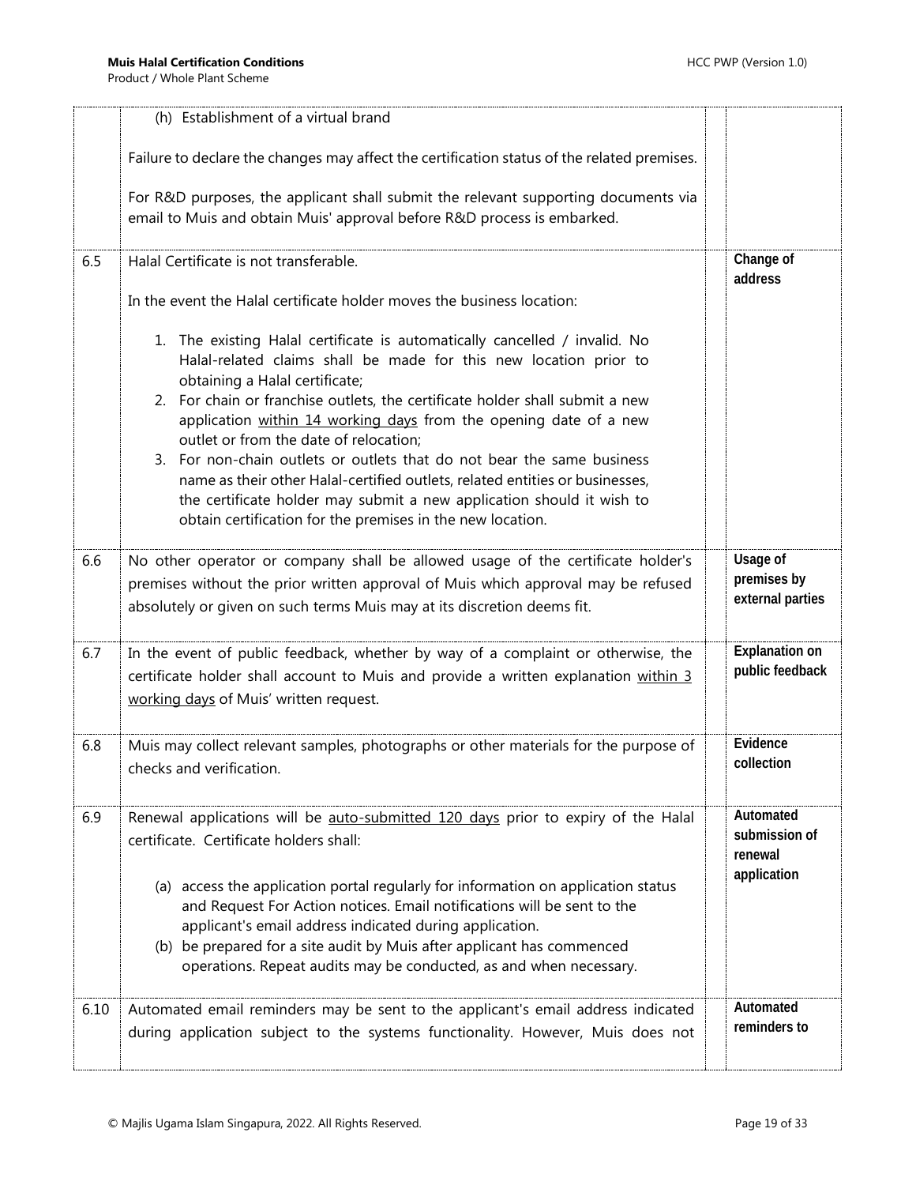| | | | |
|---|---|---|---|
| | (h) Establishment of a virtual brand<br><br>Failure to declare the changes may affect the certification status of the related premises.<br><br>For R&D purposes, the applicant shall submit the relevant supporting documents via email to Muis and obtain Muis' approval before R&D process is embarked. | | |
| 6.5 | Halal Certificate is not transferable.<br><br>In the event the Halal certificate holder moves the business location:<br><br>1. The existing Halal certificate is automatically cancelled / invalid. No Halal-related claims shall be made for this new location prior to obtaining a Halal certificate;<br>2. For chain or franchise outlets, the certificate holder shall submit a new application <u>within 14 working days</u> from the opening date of a new outlet or from the date of relocation;<br>3. For non-chain outlets or outlets that do not bear the same business name as their other Halal-certified outlets, related entities or businesses, the certificate holder may submit a new application should it wish to obtain certification for the premises in the new location. | | **Change of address** |
| 6.6 | No other operator or company shall be allowed usage of the certificate holder's premises without the prior written approval of Muis which approval may be refused absolutely or given on such terms Muis may at its discretion deems fit. | | **Usage of premises by external parties** |
| 6.7 | In the event of public feedback, whether by way of a complaint or otherwise, the certificate holder shall account to Muis and provide a written explanation <u>within 3 working days</u> of Muis' written request. | | **Explanation on public feedback** |
| 6.8 | Muis may collect relevant samples, photographs or other materials for the purpose of checks and verification. | | **Evidence collection** |
| 6.9 | Renewal applications will be <u>auto-submitted 120 days</u> prior to expiry of the Halal certificate. Certificate holders shall:<br><br>(a) access the application portal regularly for information on application status and Request For Action notices. Email notifications will be sent to the applicant's email address indicated during application.<br>(b) be prepared for a site audit by Muis after applicant has commenced operations. Repeat audits may be conducted, as and when necessary. | | **Automated submission of renewal application** |
| 6.10 | Automated email reminders may be sent to the applicant's email address indicated during application subject to the systems functionality. However, Muis does not | | **Automated reminders to** |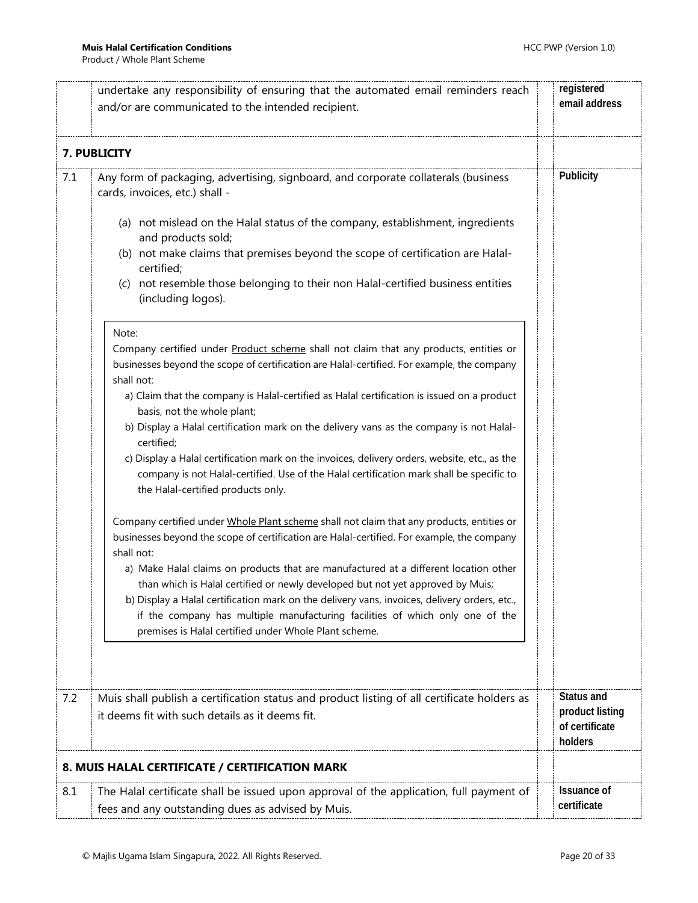| | | |
|---|---|---|
| | undertake any responsibility of ensuring that the automated email reminders reach and/or are communicated to the intended recipient. | **registered email address** |
| **7. PUBLICITY** | | |
| 7.1 | Any form of packaging, advertising, signboard, and corporate collaterals (business cards, invoices, etc.) shall -<br><br>(a) not mislead on the Halal status of the company, establishment, ingredients and products sold;<br>(b) not make claims that premises beyond the scope of certification are Halal-certified;<br>(c) not resemble those belonging to their non Halal-certified business entities (including logos).<br><br>Note:<br>Company certified under Product scheme shall not claim that any products, entities or businesses beyond the scope of certification are Halal-certified. For example, the company shall not:<br>a) Claim that the company is Halal-certified as Halal certification is issued on a product basis, not the whole plant;<br>b) Display a Halal certification mark on the delivery vans as the company is not Halal-certified;<br>c) Display a Halal certification mark on the invoices, delivery orders, website, etc., as the company is not Halal-certified. Use of the Halal certification mark shall be specific to the Halal-certified products only.<br><br>Company certified under Whole Plant scheme shall not claim that any products, entities or businesses beyond the scope of certification are Halal-certified. For example, the company shall not:<br>a) Make Halal claims on products that are manufactured at a different location other than which is Halal certified or newly developed but not yet approved by Muis;<br>b) Display a Halal certification mark on the delivery vans, invoices, delivery orders, etc., if the company has multiple manufacturing facilities of which only one of the premises is Halal certified under Whole Plant scheme. | **Publicity** |
| 7.2 | Muis shall publish a certification status and product listing of all certificate holders as it deems fit with such details as it deems fit. | **Status and product listing of certificate holders** |
| **8. MUIS HALAL CERTIFICATE / CERTIFICATION MARK** | | |
| 8.1 | The Halal certificate shall be issued upon approval of the application, full payment of fees and any outstanding dues as advised by Muis. | **Issuance of certificate** |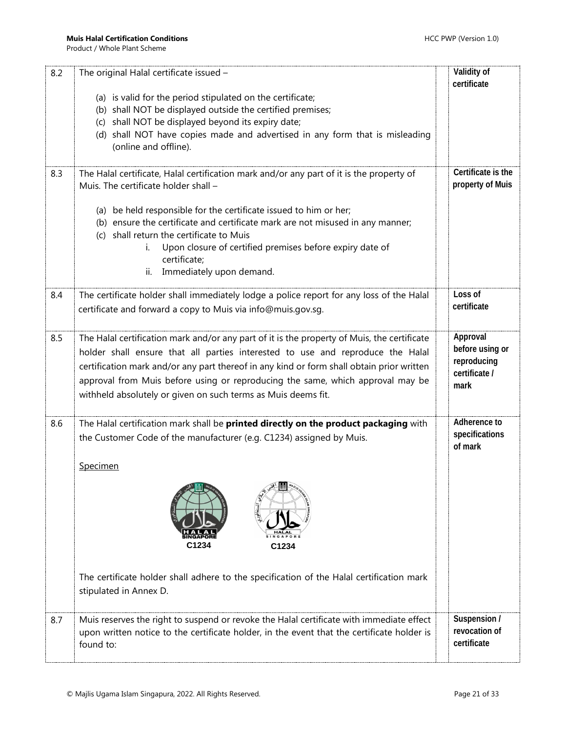| | | |
|---|---|---|
| 8.2 | The original Halal certificate issued –<br><br>(a) is valid for the period stipulated on the certificate;<br>(b) shall NOT be displayed outside the certified premises;<br>(c) shall NOT be displayed beyond its expiry date;<br>(d) shall NOT have copies made and advertised in any form that is misleading (online and offline). | **Validity of certificate** |
| 8.3 | The Halal certificate, Halal certification mark and/or any part of it is the property of Muis. The certificate holder shall –<br><br>(a) be held responsible for the certificate issued to him or her;<br>(b) ensure the certificate and certificate mark are not misused in any manner;<br>(c) shall return the certificate to Muis<br>i. Upon closure of certified premises before expiry date of certificate;<br>ii. Immediately upon demand. | **Certificate is the property of Muis** |
| 8.4 | The certificate holder shall immediately lodge a police report for any loss of the Halal certificate and forward a copy to Muis via info@muis.gov.sg. | **Loss of certificate** |
| 8.5 | The Halal certification mark and/or any part of it is the property of Muis, the certificate holder shall ensure that all parties interested to use and reproduce the Halal certification mark and/or any part thereof in any kind or form shall obtain prior written approval from Muis before using or reproducing the same, which approval may be withheld absolutely or given on such terms as Muis deems fit. | **Approval before using or reproducing certificate / mark** |
| 8.6 | The Halal certification mark shall be **printed directly on the product packaging** with the Customer Code of the manufacturer (e.g. C1234) assigned by Muis.<br><br>Specimen<br><br>C1234 C1234<br><br>The certificate holder shall adhere to the specification of the Halal certification mark stipulated in Annex D. | **Adherence to specifications of mark** |
| 8.7 | Muis reserves the right to suspend or revoke the Halal certificate with immediate effect upon written notice to the certificate holder, in the event that the certificate holder is found to: | **Suspension / revocation of certificate** |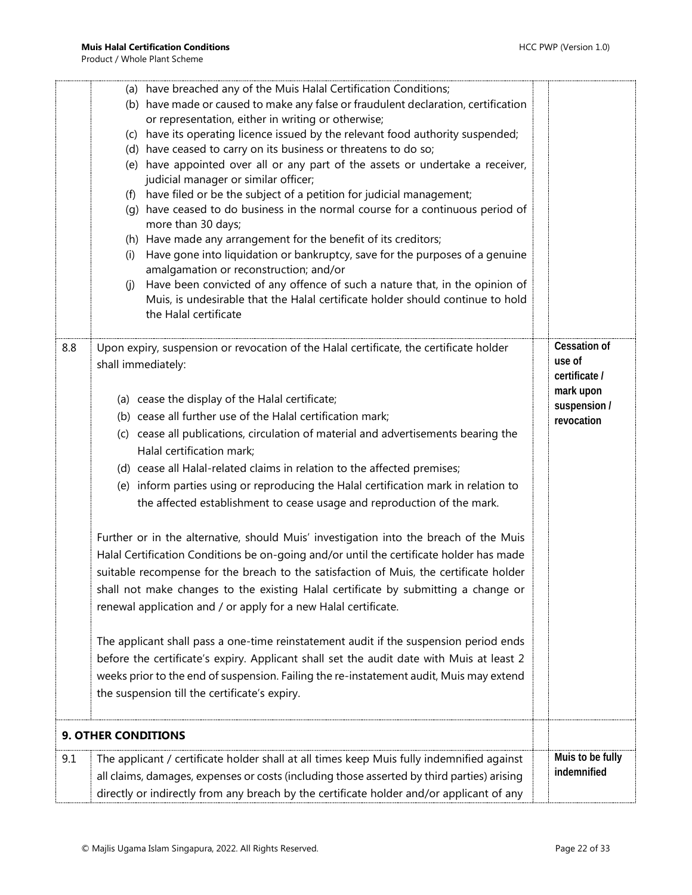| | | | |
|---|---|---|---|
| | (a) have breached any of the Muis Halal Certification Conditions;<br>(b) have made or caused to make any false or fraudulent declaration, certification or representation, either in writing or otherwise;<br>(c) have its operating licence issued by the relevant food authority suspended;<br>(d) have ceased to carry on its business or threatens to do so;<br>(e) have appointed over all or any part of the assets or undertake a receiver, judicial manager or similar officer;<br>(f) have filed or be the subject of a petition for judicial management;<br>(g) have ceased to do business in the normal course for a continuous period of more than 30 days;<br>(h) Have made any arrangement for the benefit of its creditors;<br>(i) Have gone into liquidation or bankruptcy, save for the purposes of a genuine amalgamation or reconstruction; and/or<br>(j) Have been convicted of any offence of such a nature that, in the opinion of Muis, is undesirable that the Halal certificate holder should continue to hold the Halal certificate | | |
| 8.8 | Upon expiry, suspension or revocation of the Halal certificate, the certificate holder shall immediately:<br><br>(a) cease the display of the Halal certificate;<br>(b) cease all further use of the Halal certification mark;<br>(c) cease all publications, circulation of material and advertisements bearing the Halal certification mark;<br>(d) cease all Halal-related claims in relation to the affected premises;<br>(e) inform parties using or reproducing the Halal certification mark in relation to the affected establishment to cease usage and reproduction of the mark.<br><br>Further or in the alternative, should Muis' investigation into the breach of the Muis Halal Certification Conditions be on-going and/or until the certificate holder has made suitable recompense for the breach to the satisfaction of Muis, the certificate holder shall not make changes to the existing Halal certificate by submitting a change or renewal application and / or apply for a new Halal certificate.<br><br>The applicant shall pass a one-time reinstatement audit if the suspension period ends before the certificate's expiry. Applicant shall set the audit date with Muis at least 2 weeks prior to the end of suspension. Failing the re-instatement audit, Muis may extend the suspension till the certificate's expiry. | | **Cessation of use of certificate / mark upon suspension / revocation** |
| **9. OTHER CONDITIONS** | | | |
| 9.1 | The applicant / certificate holder shall at all times keep Muis fully indemnified against all claims, damages, expenses or costs (including those asserted by third parties) arising directly or indirectly from any breach by the certificate holder and/or applicant of any | | **Muis to be fully indemnified** |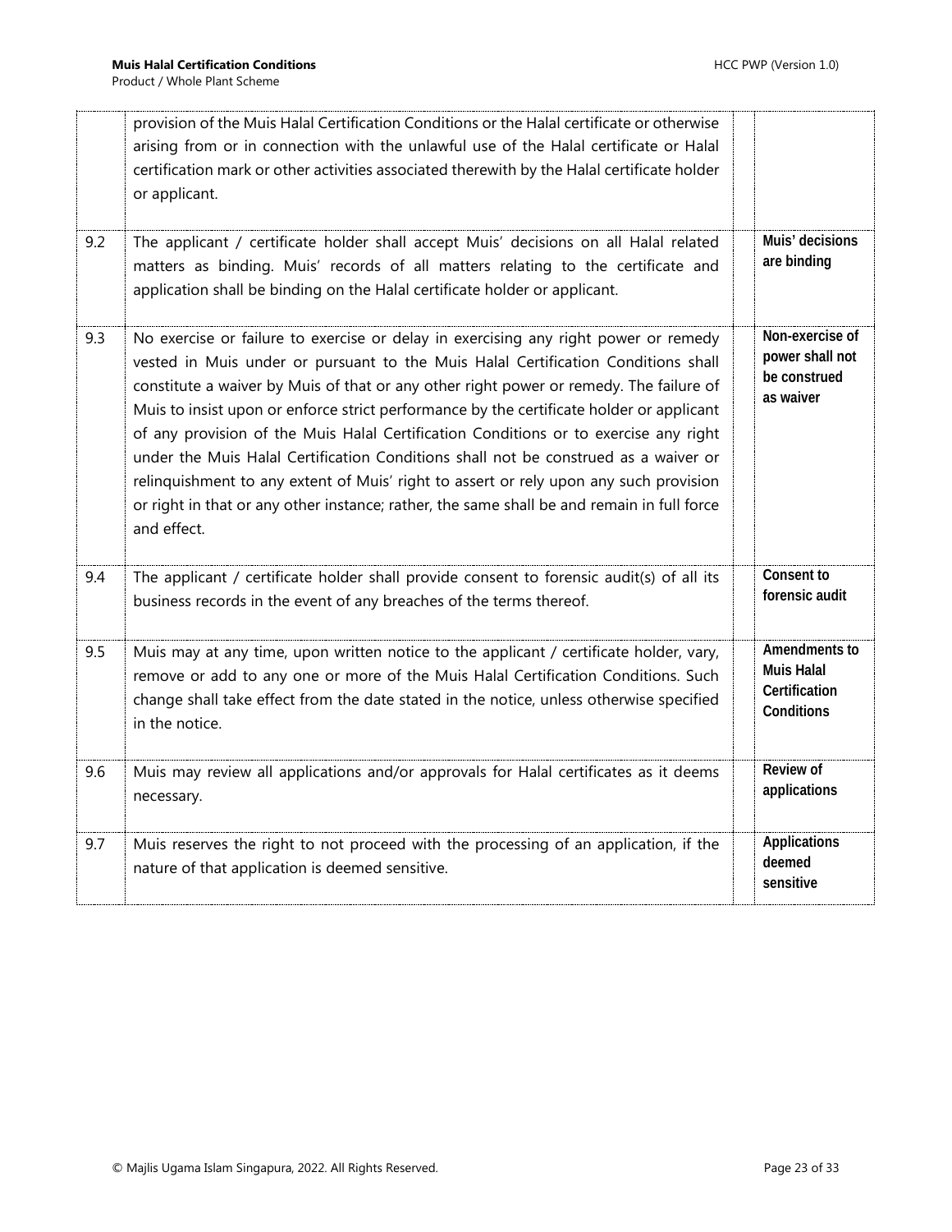| | | |
|---|---|---|
| | provision of the Muis Halal Certification Conditions or the Halal certificate or otherwise arising from or in connection with the unlawful use of the Halal certificate or Halal certification mark or other activities associated therewith by the Halal certificate holder or applicant. | |
| 9.2 | The applicant / certificate holder shall accept Muis' decisions on all Halal related matters as binding. Muis' records of all matters relating to the certificate and application shall be binding on the Halal certificate holder or applicant. | **Muis' decisions are binding** |
| 9.3 | No exercise or failure to exercise or delay in exercising any right power or remedy vested in Muis under or pursuant to the Muis Halal Certification Conditions shall constitute a waiver by Muis of that or any other right power or remedy. The failure of Muis to insist upon or enforce strict performance by the certificate holder or applicant of any provision of the Muis Halal Certification Conditions or to exercise any right under the Muis Halal Certification Conditions shall not be construed as a waiver or relinquishment to any extent of Muis' right to assert or rely upon any such provision or right in that or any other instance; rather, the same shall be and remain in full force and effect. | **Non-exercise of power shall not be construed as waiver** |
| 9.4 | The applicant / certificate holder shall provide consent to forensic audit(s) of all its business records in the event of any breaches of the terms thereof. | **Consent to forensic audit** |
| 9.5 | Muis may at any time, upon written notice to the applicant / certificate holder, vary, remove or add to any one or more of the Muis Halal Certification Conditions. Such change shall take effect from the date stated in the notice, unless otherwise specified in the notice. | **Amendments to Muis Halal Certification Conditions** |
| 9.6 | Muis may review all applications and/or approvals for Halal certificates as it deems necessary. | **Review of applications** |
| 9.7 | Muis reserves the right to not proceed with the processing of an application, if the nature of that application is deemed sensitive. | **Applications deemed sensitive** |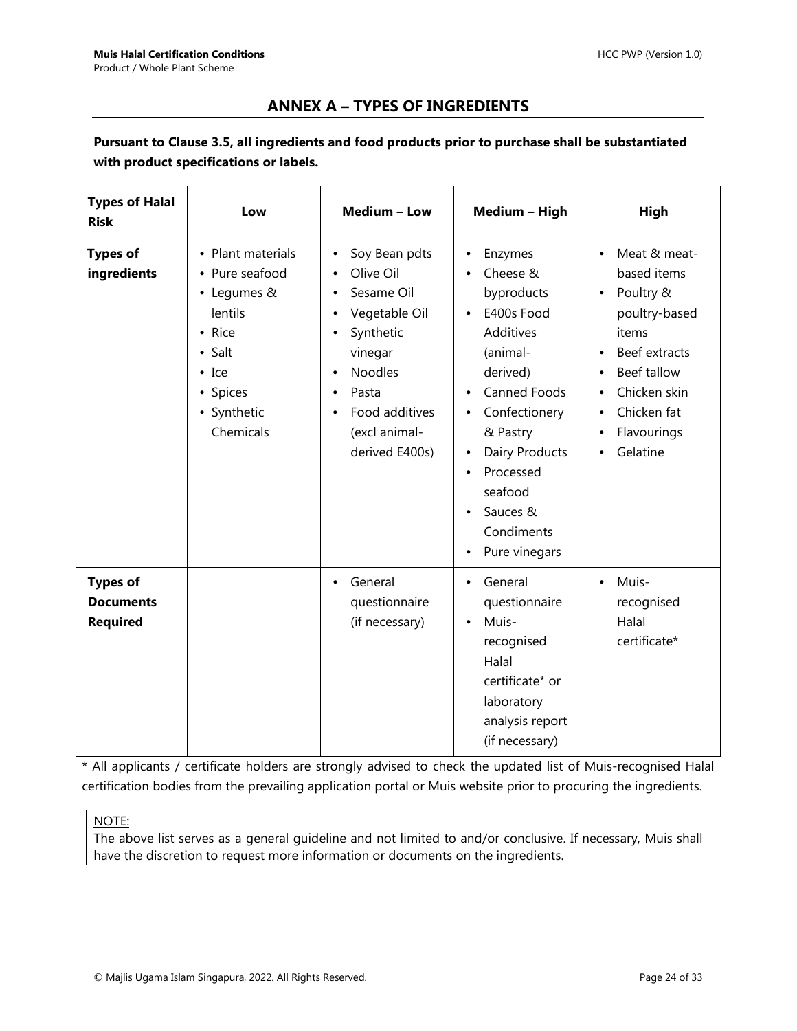## ANNEX A – TYPES OF INGREDIENTS

**Pursuant to Clause 3.5, all ingredients and food products prior to purchase shall be substantiated with <u>product specifications or labels</u>.**

| Types of Halal Risk | Low | Medium – Low | Medium – High | High |
|---|---|---|---|---|
| **Types of ingredients** | • Plant materials<br>• Pure seafood<br>• Legumes & lentils<br>• Rice<br>• Salt<br>• Ice<br>• Spices<br>• Synthetic Chemicals | • Soy Bean pdts<br>• Olive Oil<br>• Sesame Oil<br>• Vegetable Oil<br>• Synthetic vinegar<br>• Noodles<br>• Pasta<br>• Food additives (excl animal-derived E400s) | • Enzymes<br>• Cheese & byproducts<br>• E400s Food Additives (animal-derived)<br>• Canned Foods<br>• Confectionery & Pastry<br>• Dairy Products<br>• Processed seafood<br>• Sauces & Condiments<br>• Pure vinegars | • Meat & meat-based items<br>• Poultry & poultry-based items<br>• Beef extracts<br>• Beef tallow<br>• Chicken skin<br>• Chicken fat<br>• Flavourings<br>• Gelatine |
| **Types of Documents Required** | | • General questionnaire (if necessary) | • General questionnaire<br>• Muis-recognised Halal certificate* or laboratory analysis report (if necessary) | • Muis-recognised Halal certificate* |

* All applicants / certificate holders are strongly advised to check the updated list of Muis-recognised Halal certification bodies from the prevailing application portal or Muis website <u>prior to</u> procuring the ingredients.

<u>NOTE:</u>
The above list serves as a general guideline and not limited to and/or conclusive. If necessary, Muis shall have the discretion to request more information or documents on the ingredients.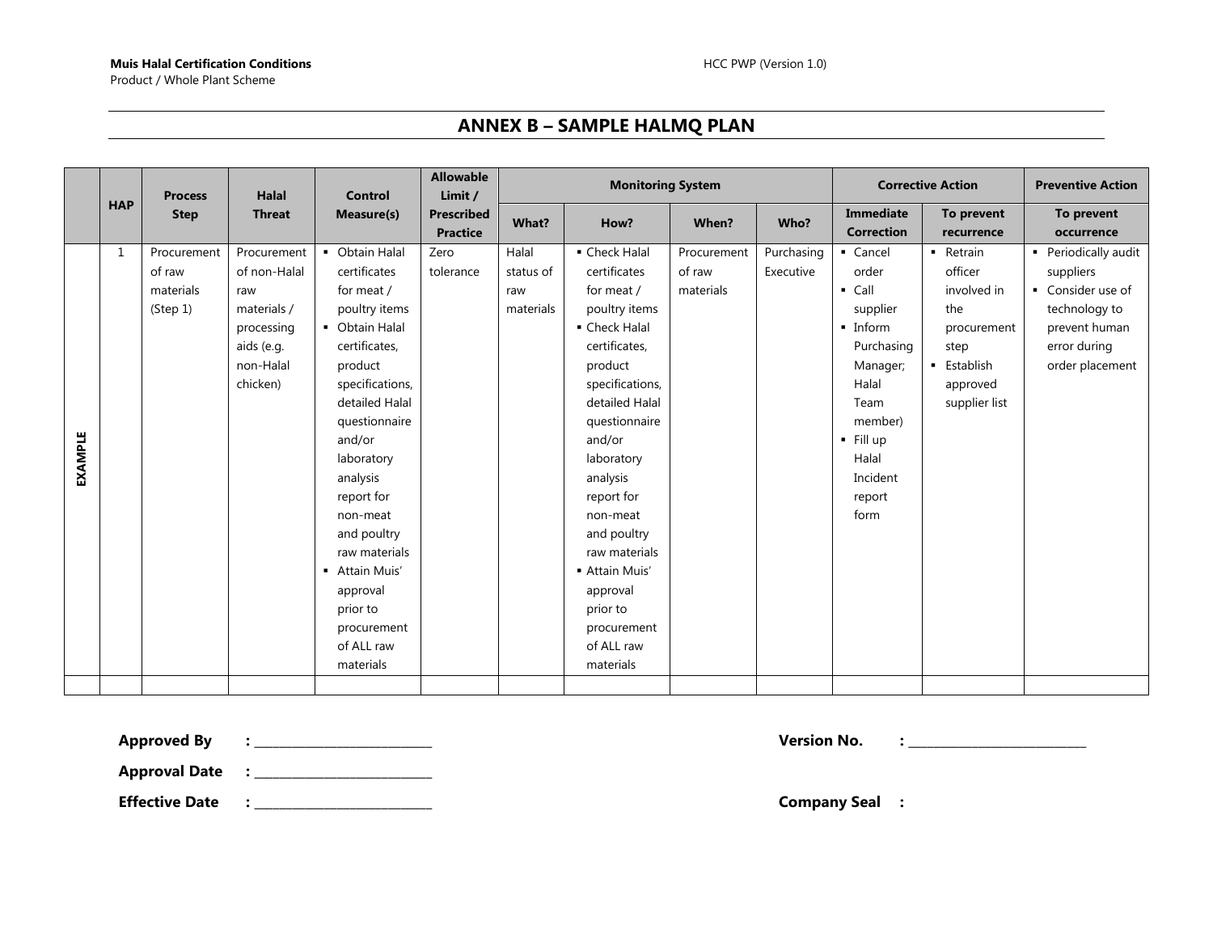## ANNEX B – SAMPLE HALMQ PLAN

| | HAP | Process Step | Halal Threat | Control Measure(s) | Allowable Limit / Prescribed Practice | Monitoring System | | | | Corrective Action | | Preventive Action |
|---|---|---|---|---|---|---|---|---|---|---|---|---|
| | | | | | | What? | How? | When? | Who? | Immediate Correction | To prevent recurrence | To prevent occurrence |
| EXAMPLE | 1 | Procurement of raw materials (Step 1) | Procurement of non-Halal raw materials / processing aids (e.g. non-Halal chicken) | ▪ Obtain Halal certificates for meat / poultry items<br>▪ Obtain Halal certificates, product specifications, detailed Halal questionnaire and/or laboratory analysis report for non-meat and poultry raw materials<br>▪ Attain Muis' approval prior to procurement of ALL raw materials | Zero tolerance | Halal status of raw materials | ▪ Check Halal certificates for meat / poultry items<br>▪ Check Halal certificates, product specifications, detailed Halal questionnaire and/or laboratory analysis report for non-meat and poultry raw materials<br>▪ Attain Muis' approval prior to procurement of ALL raw materials | Procurement of raw materials | Purchasing Executive | ▪ Cancel order<br>▪ Call supplier<br>▪ Inform Purchasing Manager; Halal Team member)<br>▪ Fill up Halal Incident report form | ▪ Retrain officer involved in the procurement step<br>▪ Establish approved supplier list | ▪ Periodically audit suppliers<br>▪ Consider use of technology to prevent human error during order placement |
| | | | | | | | | | | | | |

**Approved By** : ___________________________

**Approval Date** : ___________________________

**Effective Date** : ___________________________

**Version No.** : ___________________________

**Company Seal** :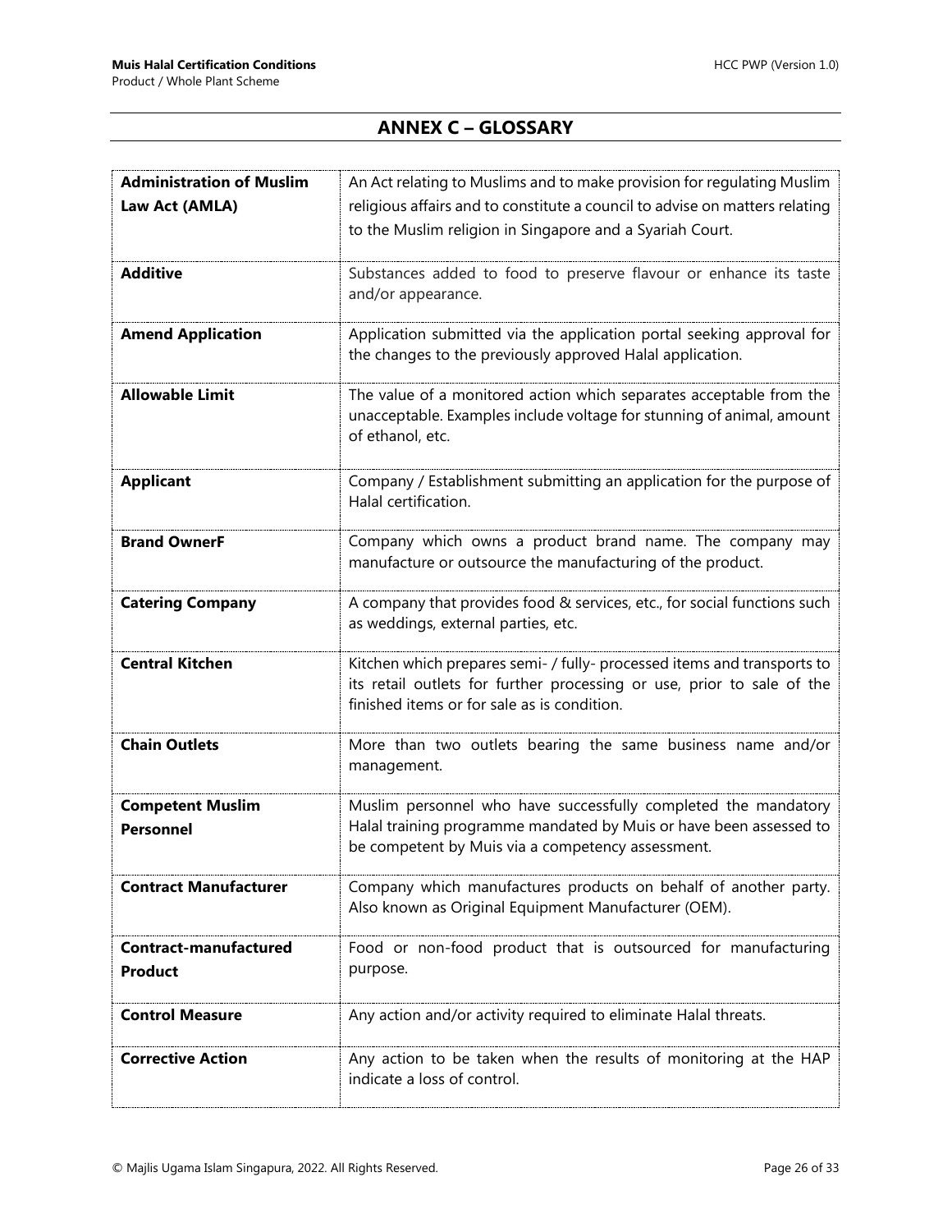## ANNEX C – GLOSSARY

| | |
|---|---|
| **Administration of Muslim Law Act (AMLA)** | An Act relating to Muslims and to make provision for regulating Muslim religious affairs and to constitute a council to advise on matters relating to the Muslim religion in Singapore and a Syariah Court. |
| **Additive** | Substances added to food to preserve flavour or enhance its taste and/or appearance. |
| **Amend Application** | Application submitted via the application portal seeking approval for the changes to the previously approved Halal application. |
| **Allowable Limit** | The value of a monitored action which separates acceptable from the unacceptable. Examples include voltage for stunning of animal, amount of ethanol, etc. |
| **Applicant** | Company / Establishment submitting an application for the purpose of Halal certification. |
| **Brand OwnerF** | Company which owns a product brand name. The company may manufacture or outsource the manufacturing of the product. |
| **Catering Company** | A company that provides food & services, etc., for social functions such as weddings, external parties, etc. |
| **Central Kitchen** | Kitchen which prepares semi- / fully- processed items and transports to its retail outlets for further processing or use, prior to sale of the finished items or for sale as is condition. |
| **Chain Outlets** | More than two outlets bearing the same business name and/or management. |
| **Competent Muslim Personnel** | Muslim personnel who have successfully completed the mandatory Halal training programme mandated by Muis or have been assessed to be competent by Muis via a competency assessment. |
| **Contract Manufacturer** | Company which manufactures products on behalf of another party. Also known as Original Equipment Manufacturer (OEM). |
| **Contract-manufactured Product** | Food or non-food product that is outsourced for manufacturing purpose. |
| **Control Measure** | Any action and/or activity required to eliminate Halal threats. |
| **Corrective Action** | Any action to be taken when the results of monitoring at the HAP indicate a loss of control. |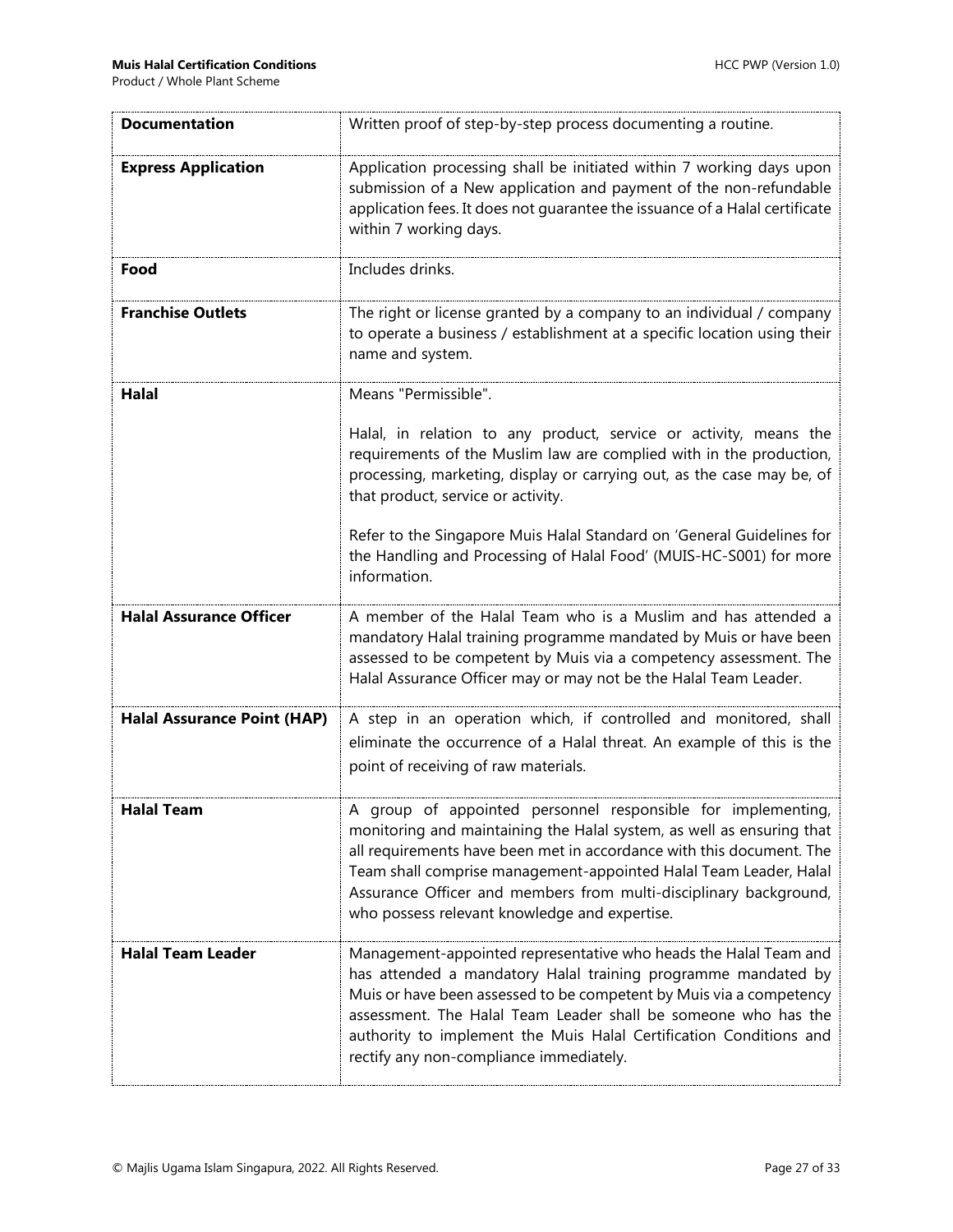| | |
|---|---|
| **Documentation** | Written proof of step-by-step process documenting a routine. |
| **Express Application** | Application processing shall be initiated within 7 working days upon submission of a New application and payment of the non-refundable application fees. It does not guarantee the issuance of a Halal certificate within 7 working days. |
| **Food** | Includes drinks. |
| **Franchise Outlets** | The right or license granted by a company to an individual / company to operate a business / establishment at a specific location using their name and system. |
| **Halal** | Means "Permissible".<br><br>Halal, in relation to any product, service or activity, means the requirements of the Muslim law are complied with in the production, processing, marketing, display or carrying out, as the case may be, of that product, service or activity.<br><br>Refer to the Singapore Muis Halal Standard on 'General Guidelines for the Handling and Processing of Halal Food' (MUIS-HC-S001) for more information. |
| **Halal Assurance Officer** | A member of the Halal Team who is a Muslim and has attended a mandatory Halal training programme mandated by Muis or have been assessed to be competent by Muis via a competency assessment. The Halal Assurance Officer may or may not be the Halal Team Leader. |
| **Halal Assurance Point (HAP)** | A step in an operation which, if controlled and monitored, shall eliminate the occurrence of a Halal threat. An example of this is the point of receiving of raw materials. |
| **Halal Team** | A group of appointed personnel responsible for implementing, monitoring and maintaining the Halal system, as well as ensuring that all requirements have been met in accordance with this document. The Team shall comprise management-appointed Halal Team Leader, Halal Assurance Officer and members from multi-disciplinary background, who possess relevant knowledge and expertise. |
| **Halal Team Leader** | Management-appointed representative who heads the Halal Team and has attended a mandatory Halal training programme mandated by Muis or have been assessed to be competent by Muis via a competency assessment. The Halal Team Leader shall be someone who has the authority to implement the Muis Halal Certification Conditions and rectify any non-compliance immediately. |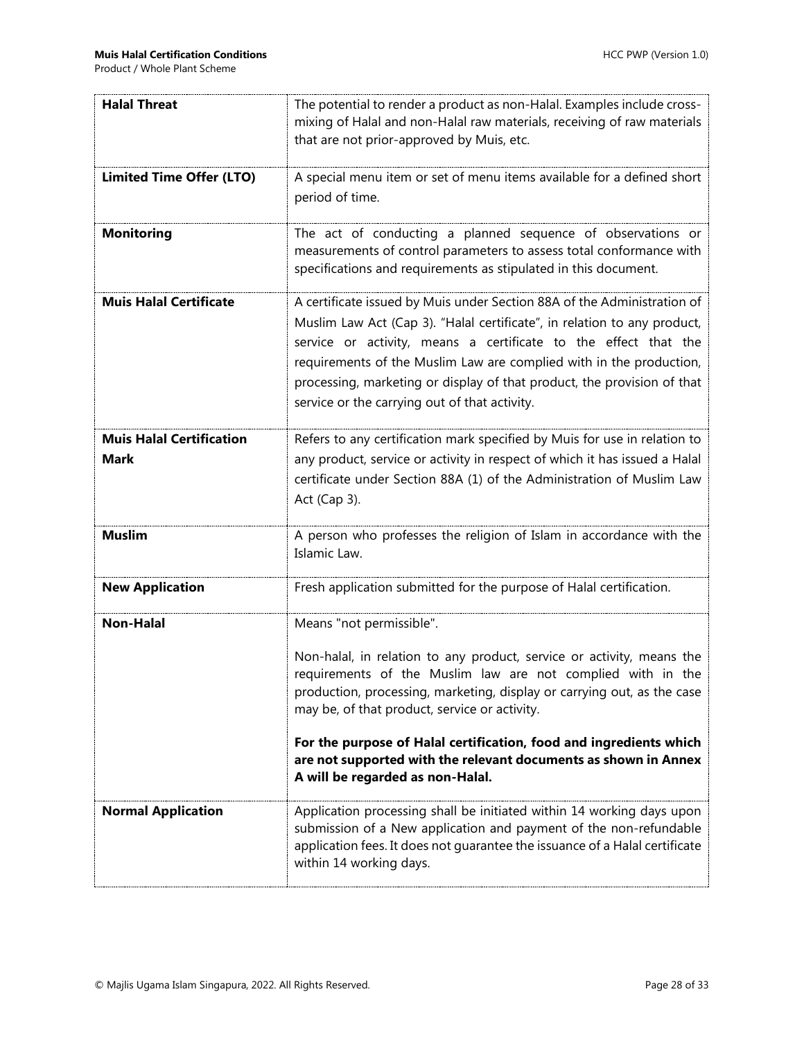| | |
|---|---|
| **Halal Threat** | The potential to render a product as non-Halal. Examples include cross-mixing of Halal and non-Halal raw materials, receiving of raw materials that are not prior-approved by Muis, etc. |
| **Limited Time Offer (LTO)** | A special menu item or set of menu items available for a defined short period of time. |
| **Monitoring** | The act of conducting a planned sequence of observations or measurements of control parameters to assess total conformance with specifications and requirements as stipulated in this document. |
| **Muis Halal Certificate** | A certificate issued by Muis under Section 88A of the Administration of Muslim Law Act (Cap 3). "Halal certificate", in relation to any product, service or activity, means a certificate to the effect that the requirements of the Muslim Law are complied with in the production, processing, marketing or display of that product, the provision of that service or the carrying out of that activity. |
| **Muis Halal Certification Mark** | Refers to any certification mark specified by Muis for use in relation to any product, service or activity in respect of which it has issued a Halal certificate under Section 88A (1) of the Administration of Muslim Law Act (Cap 3). |
| **Muslim** | A person who professes the religion of Islam in accordance with the Islamic Law. |
| **New Application** | Fresh application submitted for the purpose of Halal certification. |
| **Non-Halal** | Means "not permissible".<br><br>Non-halal, in relation to any product, service or activity, means the requirements of the Muslim law are not complied with in the production, processing, marketing, display or carrying out, as the case may be, of that product, service or activity.<br><br>**For the purpose of Halal certification, food and ingredients which are not supported with the relevant documents as shown in Annex A will be regarded as non-Halal.** |
| **Normal Application** | Application processing shall be initiated within 14 working days upon submission of a New application and payment of the non-refundable application fees. It does not guarantee the issuance of a Halal certificate within 14 working days. |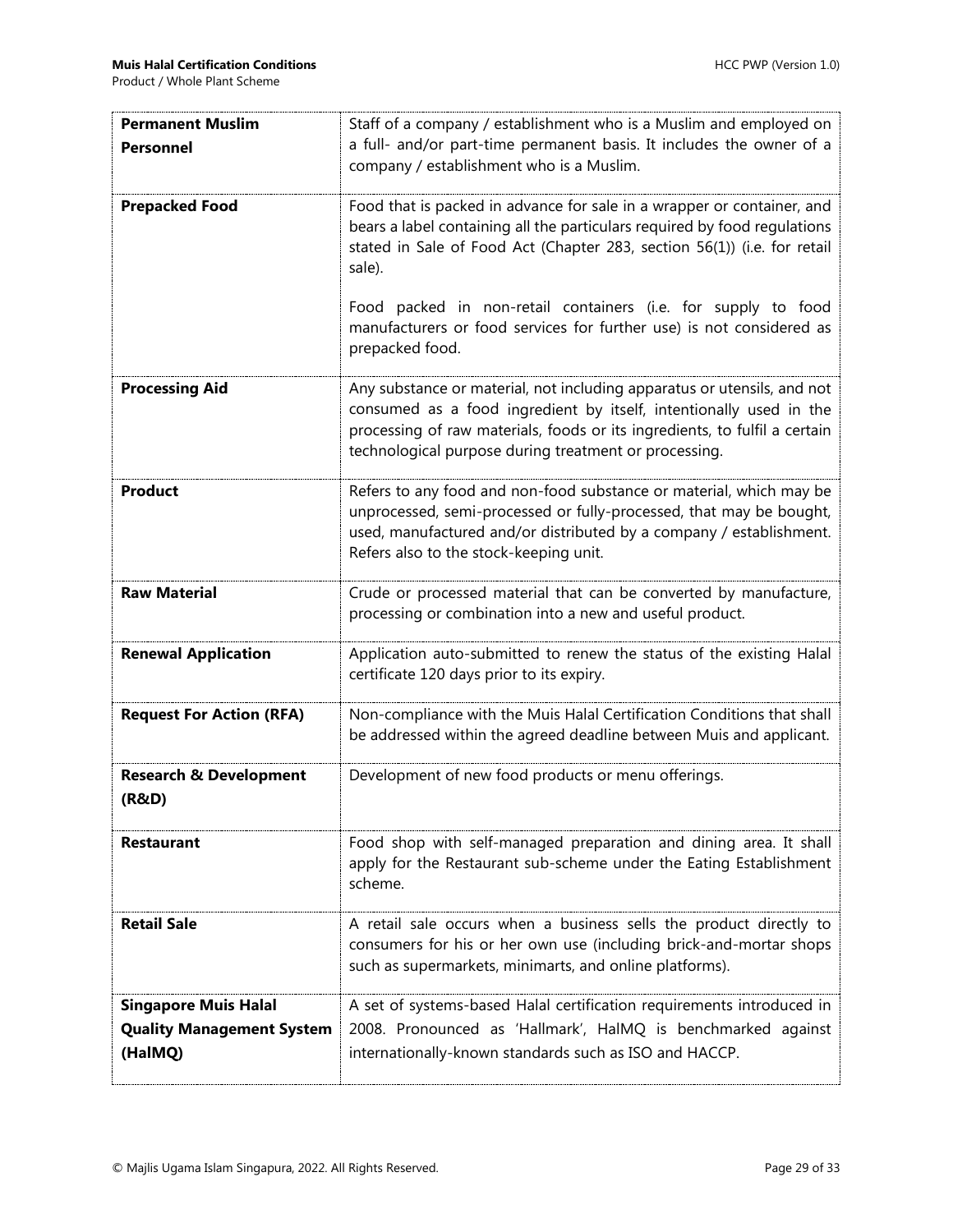| | |
|---|---|
| **Permanent Muslim Personnel** | Staff of a company / establishment who is a Muslim and employed on a full- and/or part-time permanent basis. It includes the owner of a company / establishment who is a Muslim. |
| **Prepacked Food** | Food that is packed in advance for sale in a wrapper or container, and bears a label containing all the particulars required by food regulations stated in Sale of Food Act (Chapter 283, section 56(1)) (i.e. for retail sale).<br><br>Food packed in non-retail containers (i.e. for supply to food manufacturers or food services for further use) is not considered as prepacked food. |
| **Processing Aid** | Any substance or material, not including apparatus or utensils, and not consumed as a food ingredient by itself, intentionally used in the processing of raw materials, foods or its ingredients, to fulfil a certain technological purpose during treatment or processing. |
| **Product** | Refers to any food and non-food substance or material, which may be unprocessed, semi-processed or fully-processed, that may be bought, used, manufactured and/or distributed by a company / establishment. Refers also to the stock-keeping unit. |
| **Raw Material** | Crude or processed material that can be converted by manufacture, processing or combination into a new and useful product. |
| **Renewal Application** | Application auto-submitted to renew the status of the existing Halal certificate 120 days prior to its expiry. |
| **Request For Action (RFA)** | Non-compliance with the Muis Halal Certification Conditions that shall be addressed within the agreed deadline between Muis and applicant. |
| **Research & Development (R&D)** | Development of new food products or menu offerings. |
| **Restaurant** | Food shop with self-managed preparation and dining area. It shall apply for the Restaurant sub-scheme under the Eating Establishment scheme. |
| **Retail Sale** | A retail sale occurs when a business sells the product directly to consumers for his or her own use (including brick-and-mortar shops such as supermarkets, minimarts, and online platforms). |
| **Singapore Muis Halal Quality Management System (HalMQ)** | A set of systems-based Halal certification requirements introduced in 2008. Pronounced as 'Hallmark', HalMQ is benchmarked against internationally-known standards such as ISO and HACCP. |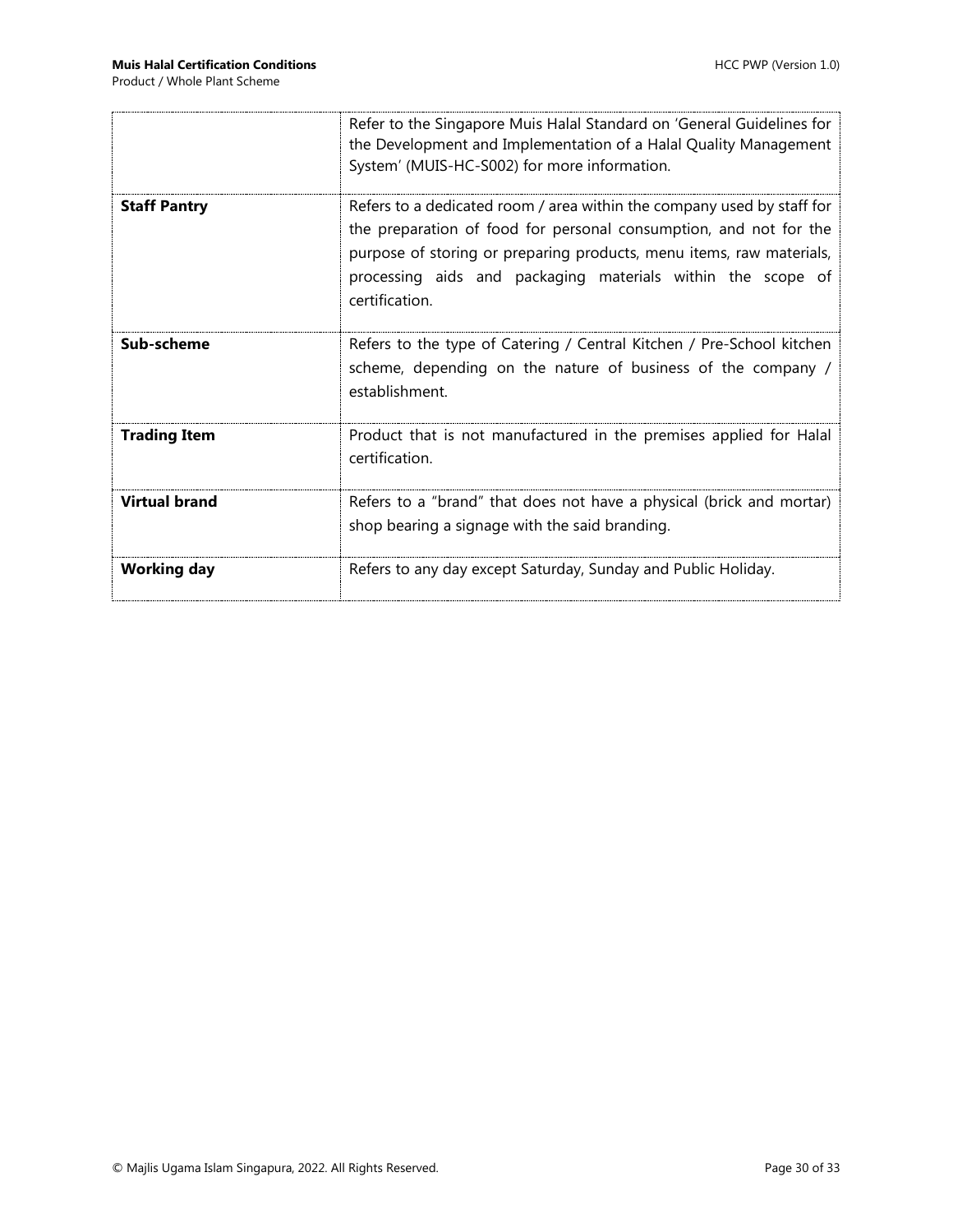| | |
|---|---|
| | Refer to the Singapore Muis Halal Standard on 'General Guidelines for the Development and Implementation of a Halal Quality Management System' (MUIS-HC-S002) for more information. |
| **Staff Pantry** | Refers to a dedicated room / area within the company used by staff for the preparation of food for personal consumption, and not for the purpose of storing or preparing products, menu items, raw materials, processing aids and packaging materials within the scope of certification. |
| **Sub-scheme** | Refers to the type of Catering / Central Kitchen / Pre-School kitchen scheme, depending on the nature of business of the company / establishment. |
| **Trading Item** | Product that is not manufactured in the premises applied for Halal certification. |
| **Virtual brand** | Refers to a "brand" that does not have a physical (brick and mortar) shop bearing a signage with the said branding. |
| **Working day** | Refers to any day except Saturday, Sunday and Public Holiday. |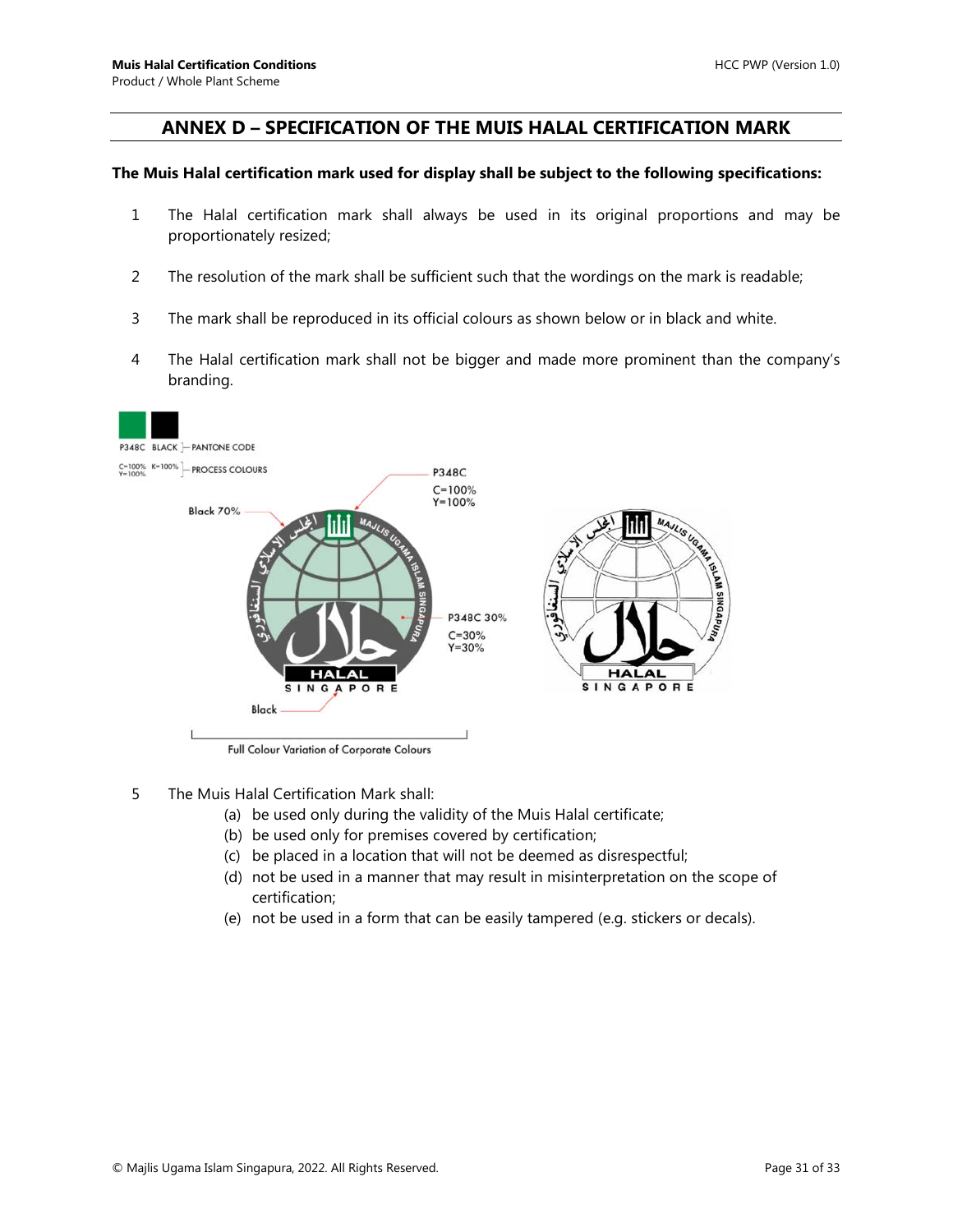## ANNEX D – SPECIFICATION OF THE MUIS HALAL CERTIFICATION MARK

**The Muis Halal certification mark used for display shall be subject to the following specifications:**

1. The Halal certification mark shall always be used in its original proportions and may be proportionately resized;

2. The resolution of the mark shall be sufficient such that the wordings on the mark is readable;

3. The mark shall be reproduced in its official colours as shown below or in black and white.

4. The Halal certification mark shall not be bigger and made more prominent than the company's branding.

P348C BLACK — PANTONE CODE

C=100% Y=100% K=100% — PROCESS COLOURS

P348C C=100% Y=100%

Black 70%

P348C 30% C=30% Y=30%

Black

Full Colour Variation of Corporate Colours

5. The Muis Halal Certification Mark shall:
   - (a) be used only during the validity of the Muis Halal certificate;
   - (b) be used only for premises covered by certification;
   - (c) be placed in a location that will not be deemed as disrespectful;
   - (d) not be used in a manner that may result in misinterpretation on the scope of certification;
   - (e) not be used in a form that can be easily tampered (e.g. stickers or decals).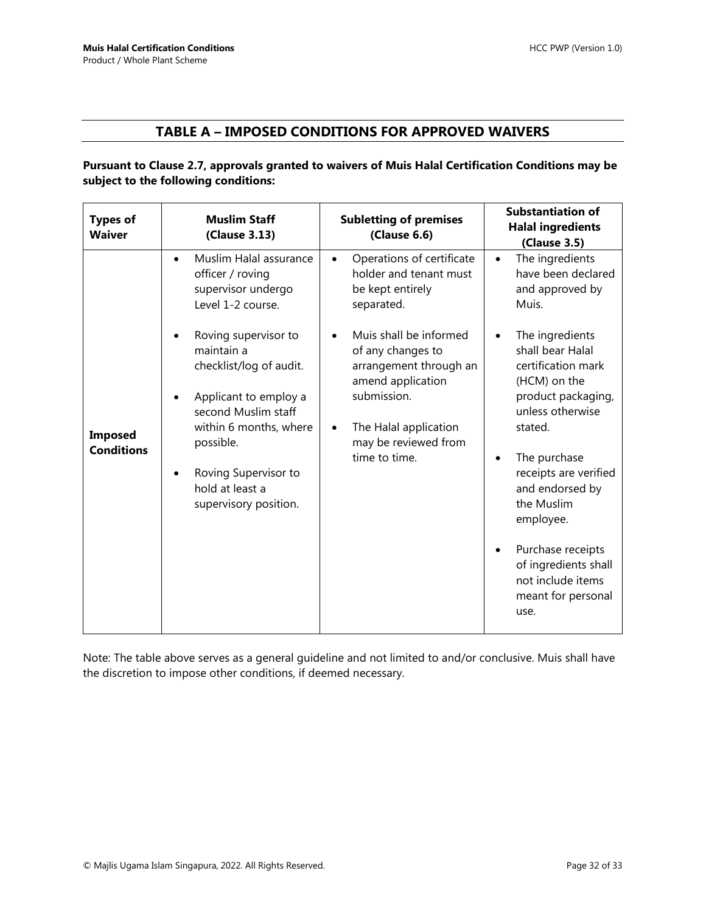## TABLE A – IMPOSED CONDITIONS FOR APPROVED WAIVERS

**Pursuant to Clause 2.7, approvals granted to waivers of Muis Halal Certification Conditions may be subject to the following conditions:**

| Types of Waiver | Muslim Staff (Clause 3.13) | Subletting of premises (Clause 6.6) | Substantiation of Halal ingredients (Clause 3.5) |
|---|---|---|---|
| **Imposed Conditions** | • Muslim Halal assurance officer / roving supervisor undergo Level 1-2 course.<br>• Roving supervisor to maintain a checklist/log of audit.<br>• Applicant to employ a second Muslim staff within 6 months, where possible.<br>• Roving Supervisor to hold at least a supervisory position. | • Operations of certificate holder and tenant must be kept entirely separated.<br>• Muis shall be informed of any changes to arrangement through an amend application submission.<br>• The Halal application may be reviewed from time to time. | • The ingredients have been declared and approved by Muis.<br>• The ingredients shall bear Halal certification mark (HCM) on the product packaging, unless otherwise stated.<br>• The purchase receipts are verified and endorsed by the Muslim employee.<br>• Purchase receipts of ingredients shall not include items meant for personal use. |

Note: The table above serves as a general guideline and not limited to and/or conclusive. Muis shall have the discretion to impose other conditions, if deemed necessary.